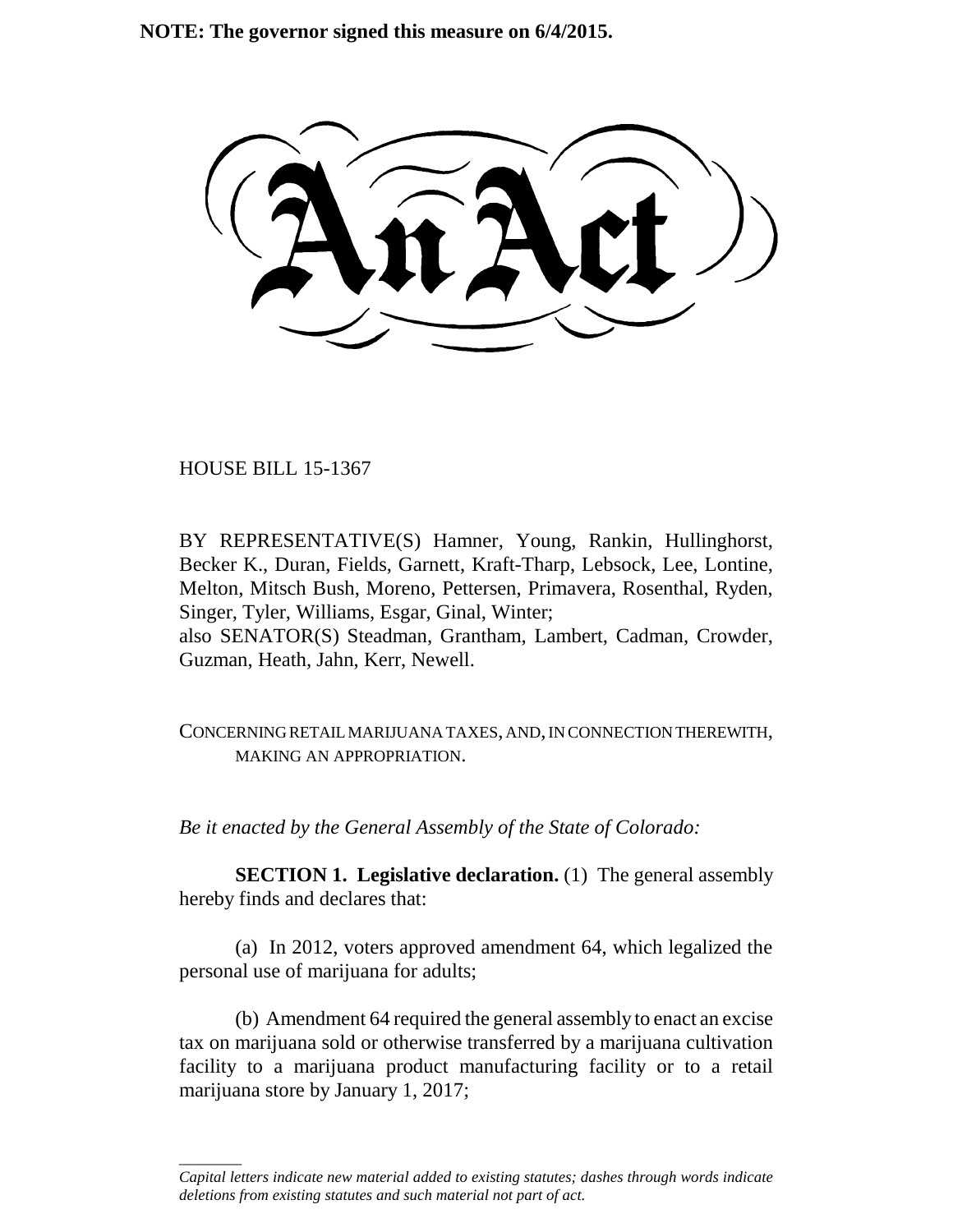**NOTE: The governor signed this measure on 6/4/2015.**

# An Act

HOUSE BILL 15-1367

BY REPRESENTATIVE(S) Hamner, Young, Rankin, Hullinghorst, Becker K., Duran, Fields, Garnett, Kraft-Tharp, Lebsock, Lee, Lontine, Melton, Mitsch Bush, Moreno, Pettersen, Primavera, Rosenthal, Ryden, Singer, Tyler, Williams, Esgar, Ginal, Winter;
also SENATOR(S) Steadman, Grantham, Lambert, Cadman, Crowder, Guzman, Heath, Jahn, Kerr, Newell.

CONCERNING RETAIL MARIJUANA TAXES, AND, IN CONNECTION THEREWITH, MAKING AN APPROPRIATION.

*Be it enacted by the General Assembly of the State of Colorado:*

**SECTION 1. Legislative declaration.** (1) The general assembly hereby finds and declares that:

(a) In 2012, voters approved amendment 64, which legalized the personal use of marijuana for adults;

(b) Amendment 64 required the general assembly to enact an excise tax on marijuana sold or otherwise transferred by a marijuana cultivation facility to a marijuana product manufacturing facility or to a retail marijuana store by January 1, 2017;

*Capital letters indicate new material added to existing statutes; dashes through words indicate deletions from existing statutes and such material not part of act.*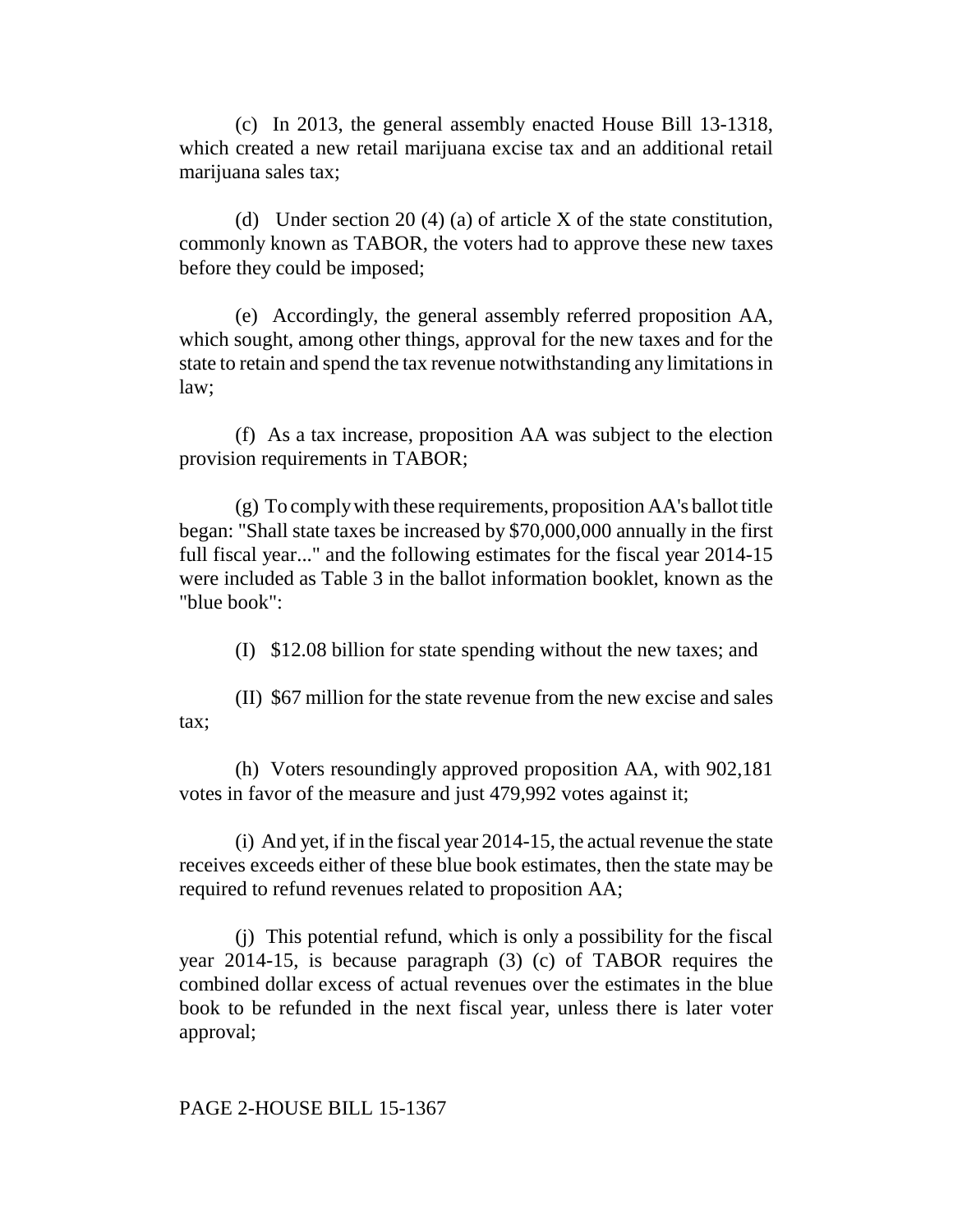(c) In 2013, the general assembly enacted House Bill 13-1318, which created a new retail marijuana excise tax and an additional retail marijuana sales tax;

(d) Under section 20 (4) (a) of article X of the state constitution, commonly known as TABOR, the voters had to approve these new taxes before they could be imposed;

(e) Accordingly, the general assembly referred proposition AA, which sought, among other things, approval for the new taxes and for the state to retain and spend the tax revenue notwithstanding any limitations in law;

(f) As a tax increase, proposition AA was subject to the election provision requirements in TABOR;

(g) To comply with these requirements, proposition AA's ballot title began: "Shall state taxes be increased by $70,000,000 annually in the first full fiscal year..." and the following estimates for the fiscal year 2014-15 were included as Table 3 in the ballot information booklet, known as the "blue book":

(I) $12.08 billion for state spending without the new taxes; and

(II) $67 million for the state revenue from the new excise and sales tax;

(h) Voters resoundingly approved proposition AA, with 902,181 votes in favor of the measure and just 479,992 votes against it;

(i) And yet, if in the fiscal year 2014-15, the actual revenue the state receives exceeds either of these blue book estimates, then the state may be required to refund revenues related to proposition AA;

(j) This potential refund, which is only a possibility for the fiscal year 2014-15, is because paragraph (3) (c) of TABOR requires the combined dollar excess of actual revenues over the estimates in the blue book to be refunded in the next fiscal year, unless there is later voter approval;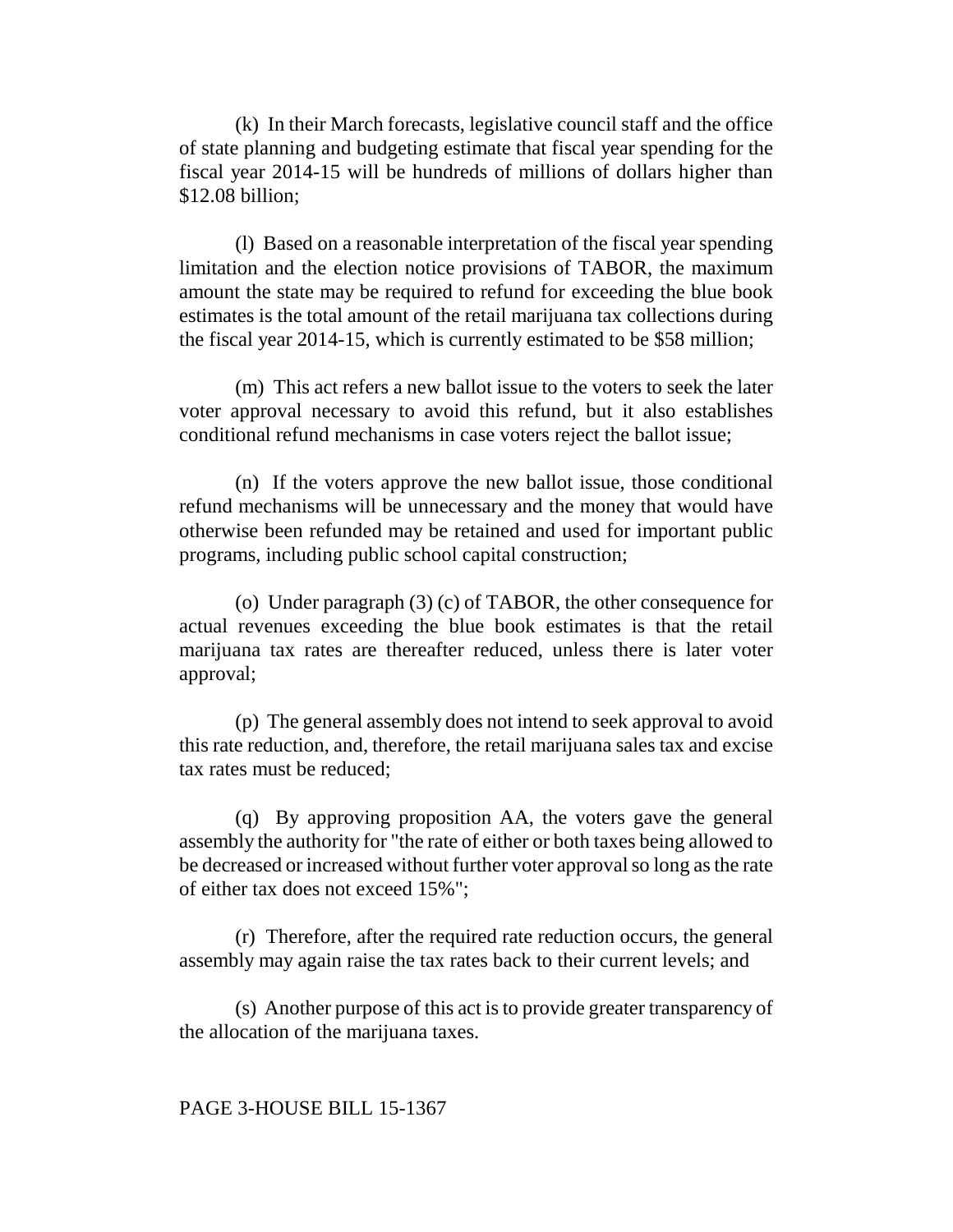(k) In their March forecasts, legislative council staff and the office of state planning and budgeting estimate that fiscal year spending for the fiscal year 2014-15 will be hundreds of millions of dollars higher than $12.08 billion;

(l) Based on a reasonable interpretation of the fiscal year spending limitation and the election notice provisions of TABOR, the maximum amount the state may be required to refund for exceeding the blue book estimates is the total amount of the retail marijuana tax collections during the fiscal year 2014-15, which is currently estimated to be $58 million;

(m) This act refers a new ballot issue to the voters to seek the later voter approval necessary to avoid this refund, but it also establishes conditional refund mechanisms in case voters reject the ballot issue;

(n) If the voters approve the new ballot issue, those conditional refund mechanisms will be unnecessary and the money that would have otherwise been refunded may be retained and used for important public programs, including public school capital construction;

(o) Under paragraph (3) (c) of TABOR, the other consequence for actual revenues exceeding the blue book estimates is that the retail marijuana tax rates are thereafter reduced, unless there is later voter approval;

(p) The general assembly does not intend to seek approval to avoid this rate reduction, and, therefore, the retail marijuana sales tax and excise tax rates must be reduced;

(q) By approving proposition AA, the voters gave the general assembly the authority for "the rate of either or both taxes being allowed to be decreased or increased without further voter approval so long as the rate of either tax does not exceed 15%";

(r) Therefore, after the required rate reduction occurs, the general assembly may again raise the tax rates back to their current levels; and

(s) Another purpose of this act is to provide greater transparency of the allocation of the marijuana taxes.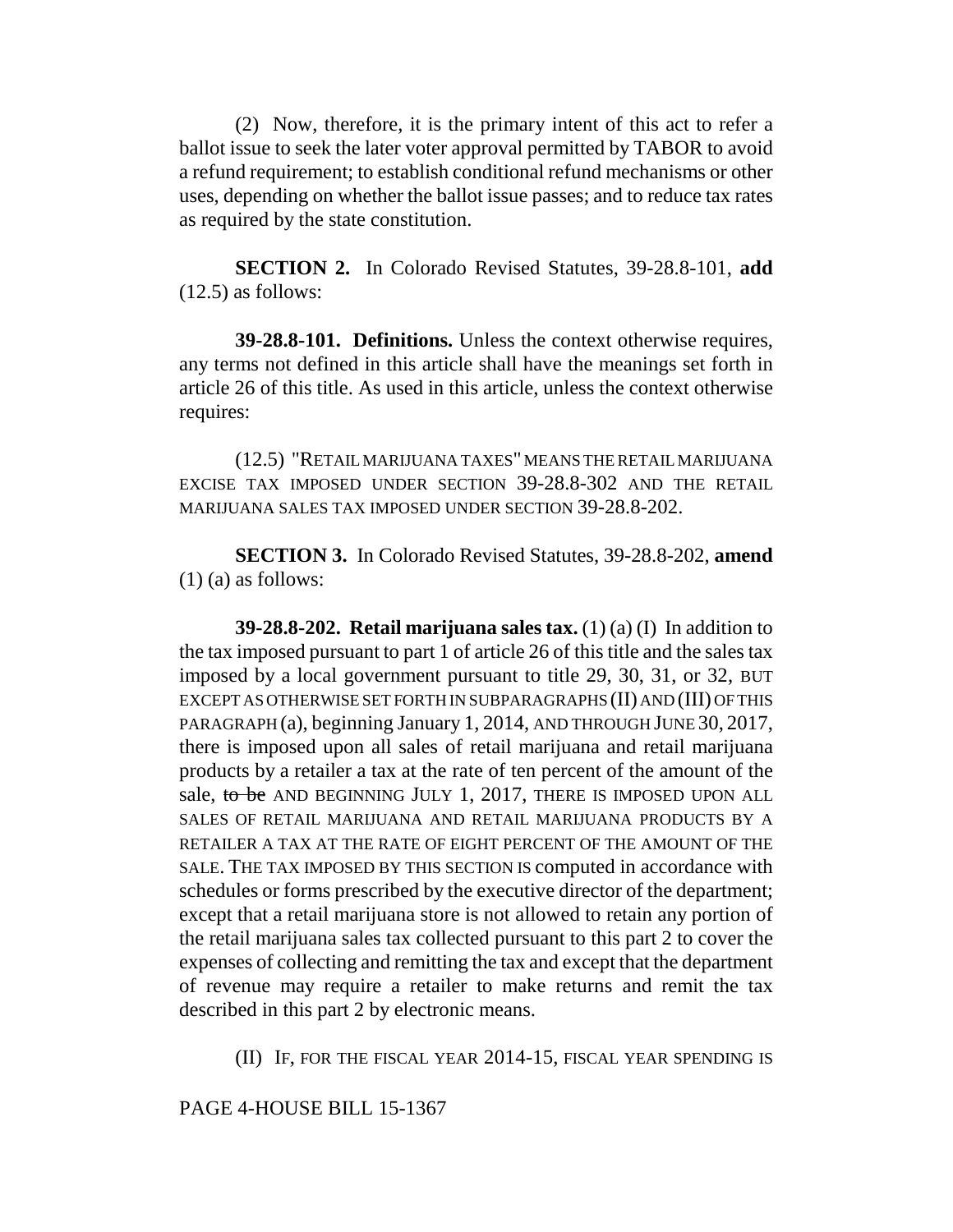(2) Now, therefore, it is the primary intent of this act to refer a ballot issue to seek the later voter approval permitted by TABOR to avoid a refund requirement; to establish conditional refund mechanisms or other uses, depending on whether the ballot issue passes; and to reduce tax rates as required by the state constitution.

**SECTION 2.** In Colorado Revised Statutes, 39-28.8-101, **add** (12.5) as follows:

**39-28.8-101. Definitions.** Unless the context otherwise requires, any terms not defined in this article shall have the meanings set forth in article 26 of this title. As used in this article, unless the context otherwise requires:

(12.5) "RETAIL MARIJUANA TAXES" MEANS THE RETAIL MARIJUANA EXCISE TAX IMPOSED UNDER SECTION 39-28.8-302 AND THE RETAIL MARIJUANA SALES TAX IMPOSED UNDER SECTION 39-28.8-202.

**SECTION 3.** In Colorado Revised Statutes, 39-28.8-202, **amend** (1) (a) as follows:

**39-28.8-202. Retail marijuana sales tax.** (1) (a) (I) In addition to the tax imposed pursuant to part 1 of article 26 of this title and the sales tax imposed by a local government pursuant to title 29, 30, 31, or 32, BUT EXCEPT AS OTHERWISE SET FORTH IN SUBPARAGRAPHS (II) AND (III) OF THIS PARAGRAPH (a), beginning January 1, 2014, AND THROUGH JUNE 30, 2017, there is imposed upon all sales of retail marijuana and retail marijuana products by a retailer a tax at the rate of ten percent of the amount of the sale, ~~to be~~ AND BEGINNING JULY 1, 2017, THERE IS IMPOSED UPON ALL SALES OF RETAIL MARIJUANA AND RETAIL MARIJUANA PRODUCTS BY A RETAILER A TAX AT THE RATE OF EIGHT PERCENT OF THE AMOUNT OF THE SALE. THE TAX IMPOSED BY THIS SECTION IS computed in accordance with schedules or forms prescribed by the executive director of the department; except that a retail marijuana store is not allowed to retain any portion of the retail marijuana sales tax collected pursuant to this part 2 to cover the expenses of collecting and remitting the tax and except that the department of revenue may require a retailer to make returns and remit the tax described in this part 2 by electronic means.

(II) IF, FOR THE FISCAL YEAR 2014-15, FISCAL YEAR SPENDING IS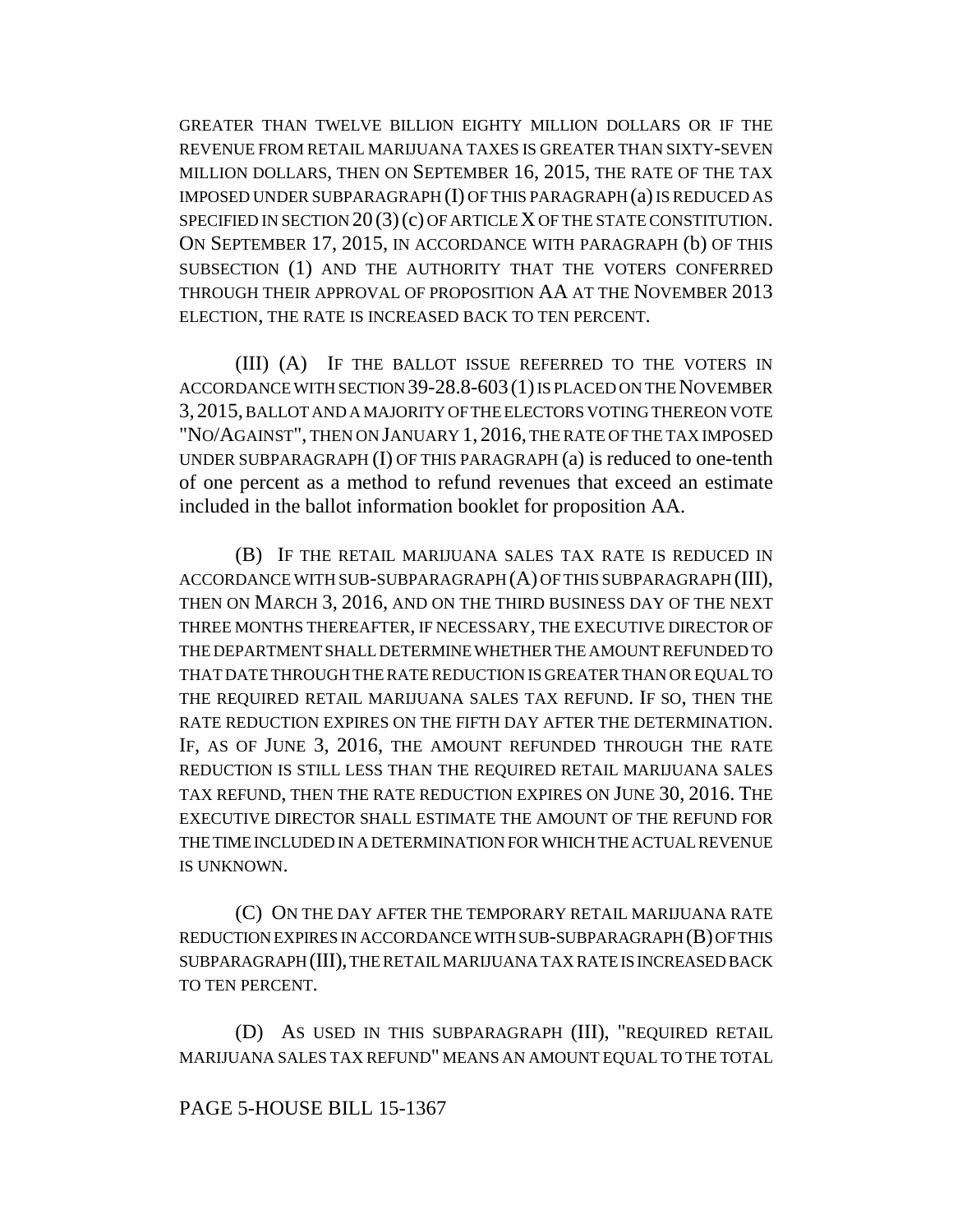GREATER THAN TWELVE BILLION EIGHTY MILLION DOLLARS OR IF THE REVENUE FROM RETAIL MARIJUANA TAXES IS GREATER THAN SIXTY-SEVEN MILLION DOLLARS, THEN ON SEPTEMBER 16, 2015, THE RATE OF THE TAX IMPOSED UNDER SUBPARAGRAPH (I) OF THIS PARAGRAPH (a) IS REDUCED AS SPECIFIED IN SECTION 20 (3) (c) OF ARTICLE X OF THE STATE CONSTITUTION. ON SEPTEMBER 17, 2015, IN ACCORDANCE WITH PARAGRAPH (b) OF THIS SUBSECTION (1) AND THE AUTHORITY THAT THE VOTERS CONFERRED THROUGH THEIR APPROVAL OF PROPOSITION AA AT THE NOVEMBER 2013 ELECTION, THE RATE IS INCREASED BACK TO TEN PERCENT.

(III) (A) IF THE BALLOT ISSUE REFERRED TO THE VOTERS IN ACCORDANCE WITH SECTION 39-28.8-603 (1) IS PLACED ON THE NOVEMBER 3, 2015, BALLOT AND A MAJORITY OF THE ELECTORS VOTING THEREON VOTE "NO/AGAINST", THEN ON JANUARY 1, 2016, THE RATE OF THE TAX IMPOSED UNDER SUBPARAGRAPH (I) OF THIS PARAGRAPH (a) is reduced to one-tenth of one percent as a method to refund revenues that exceed an estimate included in the ballot information booklet for proposition AA.

(B) IF THE RETAIL MARIJUANA SALES TAX RATE IS REDUCED IN ACCORDANCE WITH SUB-SUBPARAGRAPH (A) OF THIS SUBPARAGRAPH (III), THEN ON MARCH 3, 2016, AND ON THE THIRD BUSINESS DAY OF THE NEXT THREE MONTHS THEREAFTER, IF NECESSARY, THE EXECUTIVE DIRECTOR OF THE DEPARTMENT SHALL DETERMINE WHETHER THE AMOUNT REFUNDED TO THAT DATE THROUGH THE RATE REDUCTION IS GREATER THAN OR EQUAL TO THE REQUIRED RETAIL MARIJUANA SALES TAX REFUND. IF SO, THEN THE RATE REDUCTION EXPIRES ON THE FIFTH DAY AFTER THE DETERMINATION. IF, AS OF JUNE 3, 2016, THE AMOUNT REFUNDED THROUGH THE RATE REDUCTION IS STILL LESS THAN THE REQUIRED RETAIL MARIJUANA SALES TAX REFUND, THEN THE RATE REDUCTION EXPIRES ON JUNE 30, 2016. THE EXECUTIVE DIRECTOR SHALL ESTIMATE THE AMOUNT OF THE REFUND FOR THE TIME INCLUDED IN A DETERMINATION FOR WHICH THE ACTUAL REVENUE IS UNKNOWN.

(C) ON THE DAY AFTER THE TEMPORARY RETAIL MARIJUANA RATE REDUCTION EXPIRES IN ACCORDANCE WITH SUB-SUBPARAGRAPH (B) OF THIS SUBPARAGRAPH (III), THE RETAIL MARIJUANA TAX RATE IS INCREASED BACK TO TEN PERCENT.

(D) AS USED IN THIS SUBPARAGRAPH (III), "REQUIRED RETAIL MARIJUANA SALES TAX REFUND" MEANS AN AMOUNT EQUAL TO THE TOTAL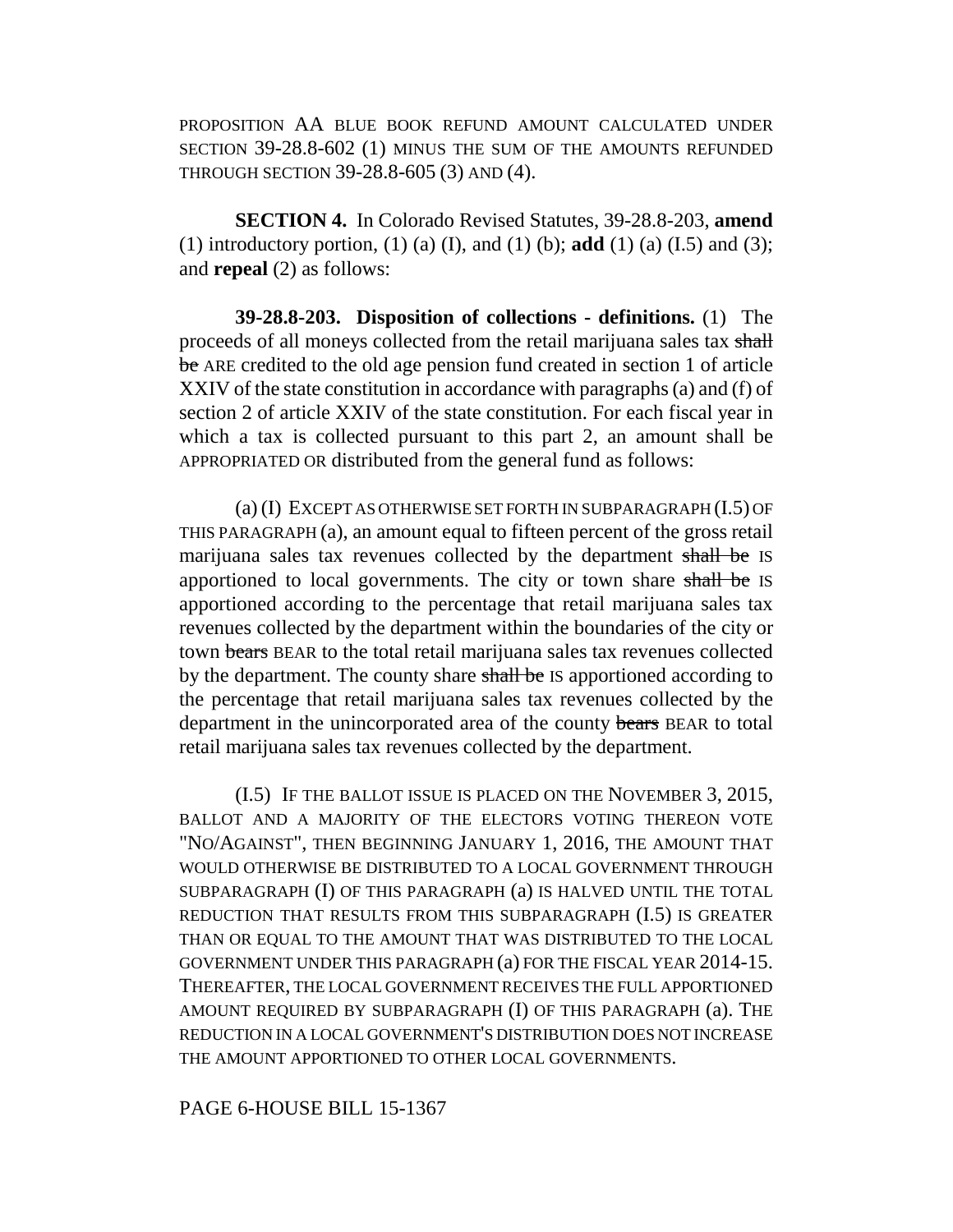PROPOSITION AA BLUE BOOK REFUND AMOUNT CALCULATED UNDER SECTION 39-28.8-602 (1) MINUS THE SUM OF THE AMOUNTS REFUNDED THROUGH SECTION 39-28.8-605 (3) AND (4).

**SECTION 4.** In Colorado Revised Statutes, 39-28.8-203, **amend** (1) introductory portion, (1) (a) (I), and (1) (b); **add** (1) (a) (I.5) and (3); and **repeal** (2) as follows:

**39-28.8-203. Disposition of collections - definitions.** (1) The proceeds of all moneys collected from the retail marijuana sales tax ~~shall be~~ ARE credited to the old age pension fund created in section 1 of article XXIV of the state constitution in accordance with paragraphs (a) and (f) of section 2 of article XXIV of the state constitution. For each fiscal year in which a tax is collected pursuant to this part 2, an amount shall be APPROPRIATED OR distributed from the general fund as follows:

(a) (I) EXCEPT AS OTHERWISE SET FORTH IN SUBPARAGRAPH (I.5) OF THIS PARAGRAPH (a), an amount equal to fifteen percent of the gross retail marijuana sales tax revenues collected by the department ~~shall be~~ IS apportioned to local governments. The city or town share ~~shall be~~ IS apportioned according to the percentage that retail marijuana sales tax revenues collected by the department within the boundaries of the city or town ~~bears~~ BEAR to the total retail marijuana sales tax revenues collected by the department. The county share ~~shall be~~ IS apportioned according to the percentage that retail marijuana sales tax revenues collected by the department in the unincorporated area of the county ~~bears~~ BEAR to total retail marijuana sales tax revenues collected by the department.

(I.5) IF THE BALLOT ISSUE IS PLACED ON THE NOVEMBER 3, 2015, BALLOT AND A MAJORITY OF THE ELECTORS VOTING THEREON VOTE "NO/AGAINST", THEN BEGINNING JANUARY 1, 2016, THE AMOUNT THAT WOULD OTHERWISE BE DISTRIBUTED TO A LOCAL GOVERNMENT THROUGH SUBPARAGRAPH (I) OF THIS PARAGRAPH (a) IS HALVED UNTIL THE TOTAL REDUCTION THAT RESULTS FROM THIS SUBPARAGRAPH (I.5) IS GREATER THAN OR EQUAL TO THE AMOUNT THAT WAS DISTRIBUTED TO THE LOCAL GOVERNMENT UNDER THIS PARAGRAPH (a) FOR THE FISCAL YEAR 2014-15. THEREAFTER, THE LOCAL GOVERNMENT RECEIVES THE FULL APPORTIONED AMOUNT REQUIRED BY SUBPARAGRAPH (I) OF THIS PARAGRAPH (a). THE REDUCTION IN A LOCAL GOVERNMENT'S DISTRIBUTION DOES NOT INCREASE THE AMOUNT APPORTIONED TO OTHER LOCAL GOVERNMENTS.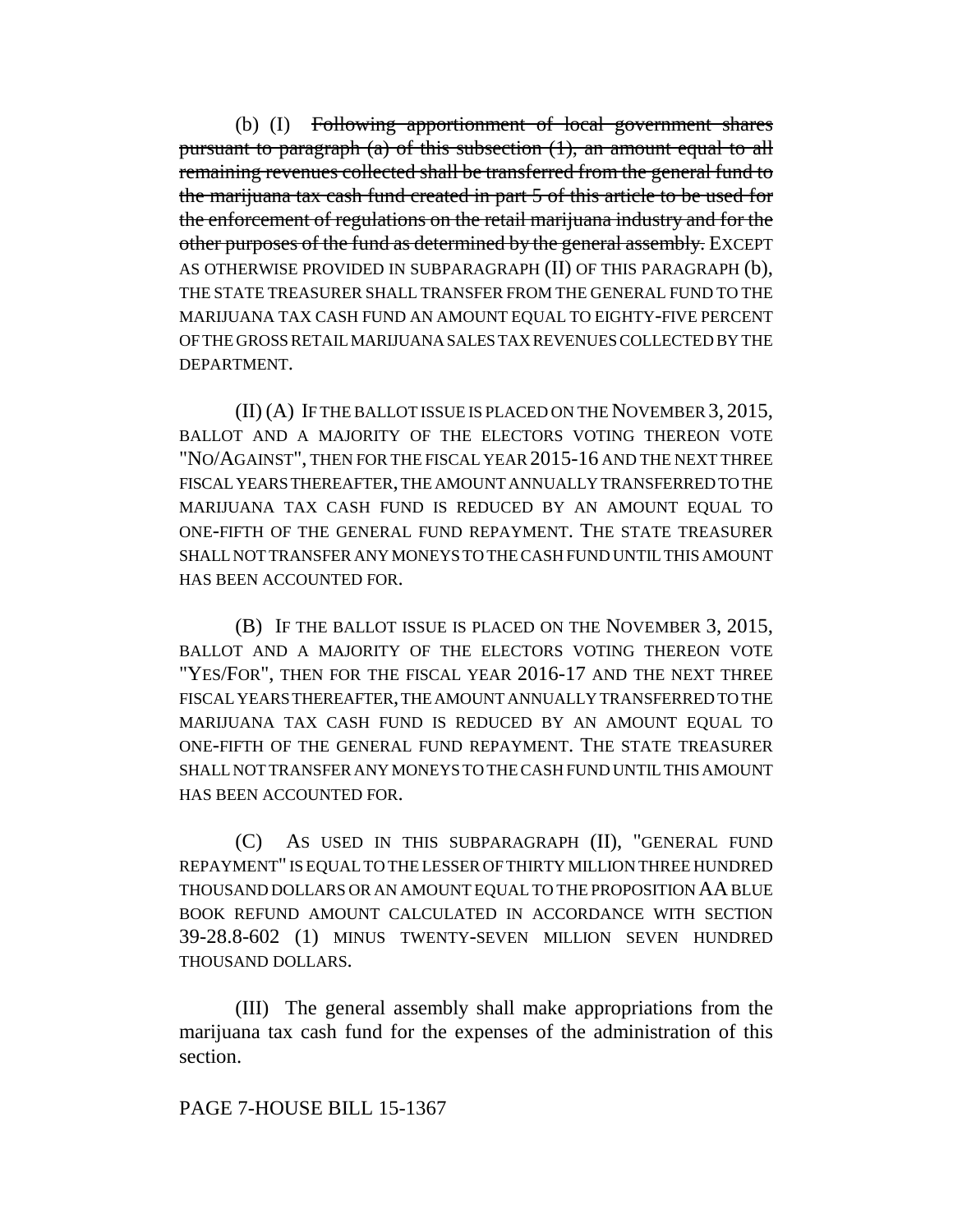(b) (I) ~~Following apportionment of local government shares pursuant to paragraph (a) of this subsection (1), an amount equal to all remaining revenues collected shall be transferred from the general fund to the marijuana tax cash fund created in part 5 of this article to be used for the enforcement of regulations on the retail marijuana industry and for the other purposes of the fund as determined by the general assembly.~~ EXCEPT AS OTHERWISE PROVIDED IN SUBPARAGRAPH (II) OF THIS PARAGRAPH (b), THE STATE TREASURER SHALL TRANSFER FROM THE GENERAL FUND TO THE MARIJUANA TAX CASH FUND AN AMOUNT EQUAL TO EIGHTY-FIVE PERCENT OF THE GROSS RETAIL MARIJUANA SALES TAX REVENUES COLLECTED BY THE DEPARTMENT.

(II) (A) IF THE BALLOT ISSUE IS PLACED ON THE NOVEMBER 3, 2015, BALLOT AND A MAJORITY OF THE ELECTORS VOTING THEREON VOTE "NO/AGAINST", THEN FOR THE FISCAL YEAR 2015-16 AND THE NEXT THREE FISCAL YEARS THEREAFTER, THE AMOUNT ANNUALLY TRANSFERRED TO THE MARIJUANA TAX CASH FUND IS REDUCED BY AN AMOUNT EQUAL TO ONE-FIFTH OF THE GENERAL FUND REPAYMENT. THE STATE TREASURER SHALL NOT TRANSFER ANY MONEYS TO THE CASH FUND UNTIL THIS AMOUNT HAS BEEN ACCOUNTED FOR.

(B) IF THE BALLOT ISSUE IS PLACED ON THE NOVEMBER 3, 2015, BALLOT AND A MAJORITY OF THE ELECTORS VOTING THEREON VOTE "YES/FOR", THEN FOR THE FISCAL YEAR 2016-17 AND THE NEXT THREE FISCAL YEARS THEREAFTER, THE AMOUNT ANNUALLY TRANSFERRED TO THE MARIJUANA TAX CASH FUND IS REDUCED BY AN AMOUNT EQUAL TO ONE-FIFTH OF THE GENERAL FUND REPAYMENT. THE STATE TREASURER SHALL NOT TRANSFER ANY MONEYS TO THE CASH FUND UNTIL THIS AMOUNT HAS BEEN ACCOUNTED FOR.

(C) AS USED IN THIS SUBPARAGRAPH (II), "GENERAL FUND REPAYMENT" IS EQUAL TO THE LESSER OF THIRTY MILLION THREE HUNDRED THOUSAND DOLLARS OR AN AMOUNT EQUAL TO THE PROPOSITION AA BLUE BOOK REFUND AMOUNT CALCULATED IN ACCORDANCE WITH SECTION 39-28.8-602 (1) MINUS TWENTY-SEVEN MILLION SEVEN HUNDRED THOUSAND DOLLARS.

(III) The general assembly shall make appropriations from the marijuana tax cash fund for the expenses of the administration of this section.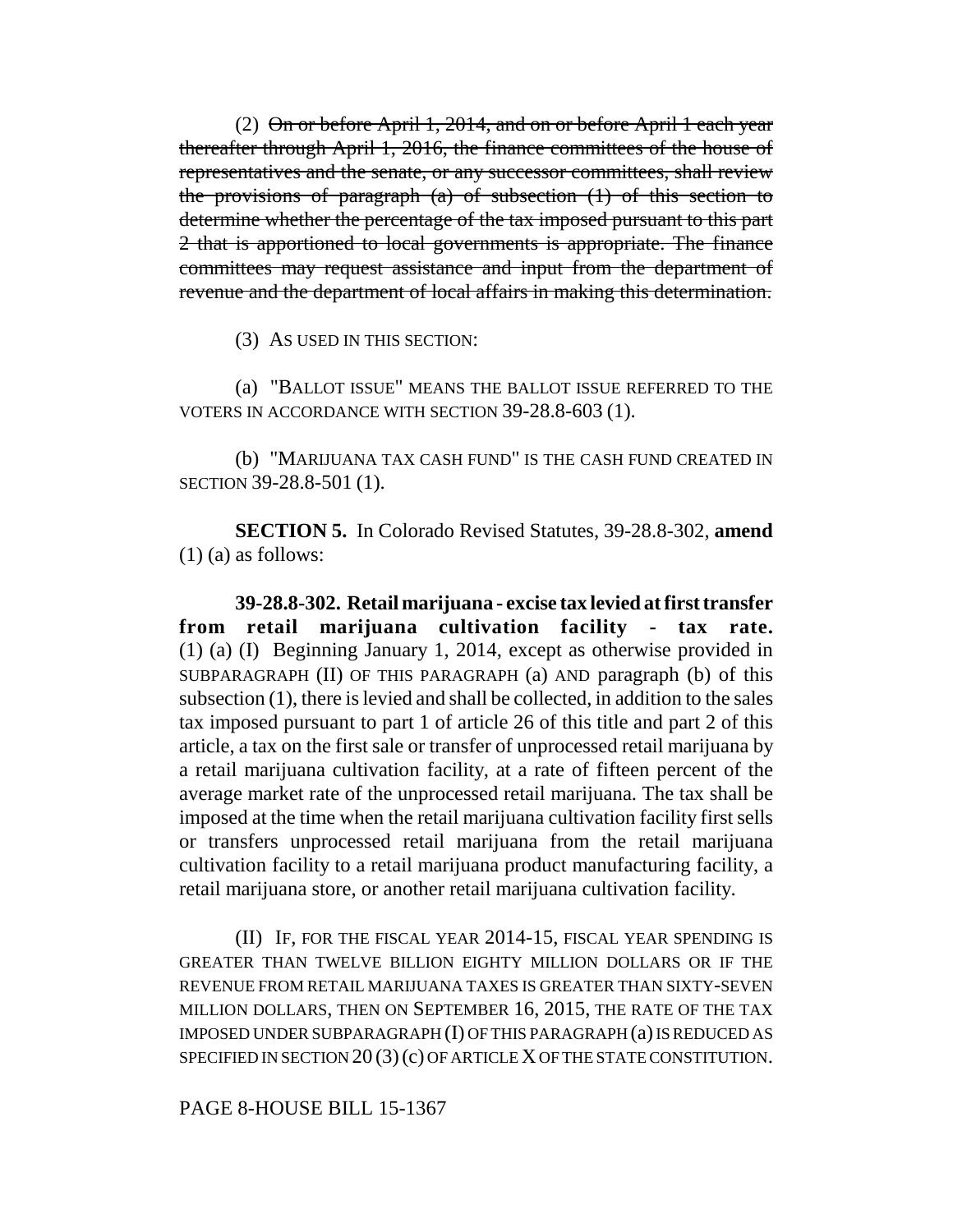(2) ~~On or before April 1, 2014, and on or before April 1 each year thereafter through April 1, 2016, the finance committees of the house of representatives and the senate, or any successor committees, shall review the provisions of paragraph (a) of subsection (1) of this section to determine whether the percentage of the tax imposed pursuant to this part 2 that is apportioned to local governments is appropriate. The finance committees may request assistance and input from the department of revenue and the department of local affairs in making this determination.~~

(3) AS USED IN THIS SECTION:

(a) "BALLOT ISSUE" MEANS THE BALLOT ISSUE REFERRED TO THE VOTERS IN ACCORDANCE WITH SECTION 39-28.8-603 (1).

(b) "MARIJUANA TAX CASH FUND" IS THE CASH FUND CREATED IN SECTION 39-28.8-501 (1).

**SECTION 5.** In Colorado Revised Statutes, 39-28.8-302, **amend** (1) (a) as follows:

**39-28.8-302. Retail marijuana - excise tax levied at first transfer from retail marijuana cultivation facility - tax rate.** (1) (a) (I) Beginning January 1, 2014, except as otherwise provided in SUBPARAGRAPH (II) OF THIS PARAGRAPH (a) AND paragraph (b) of this subsection (1), there is levied and shall be collected, in addition to the sales tax imposed pursuant to part 1 of article 26 of this title and part 2 of this article, a tax on the first sale or transfer of unprocessed retail marijuana by a retail marijuana cultivation facility, at a rate of fifteen percent of the average market rate of the unprocessed retail marijuana. The tax shall be imposed at the time when the retail marijuana cultivation facility first sells or transfers unprocessed retail marijuana from the retail marijuana cultivation facility to a retail marijuana product manufacturing facility, a retail marijuana store, or another retail marijuana cultivation facility.

(II) IF, FOR THE FISCAL YEAR 2014-15, FISCAL YEAR SPENDING IS GREATER THAN TWELVE BILLION EIGHTY MILLION DOLLARS OR IF THE REVENUE FROM RETAIL MARIJUANA TAXES IS GREATER THAN SIXTY-SEVEN MILLION DOLLARS, THEN ON SEPTEMBER 16, 2015, THE RATE OF THE TAX IMPOSED UNDER SUBPARAGRAPH (I) OF THIS PARAGRAPH (a) IS REDUCED AS SPECIFIED IN SECTION 20 (3) (c) OF ARTICLE X OF THE STATE CONSTITUTION.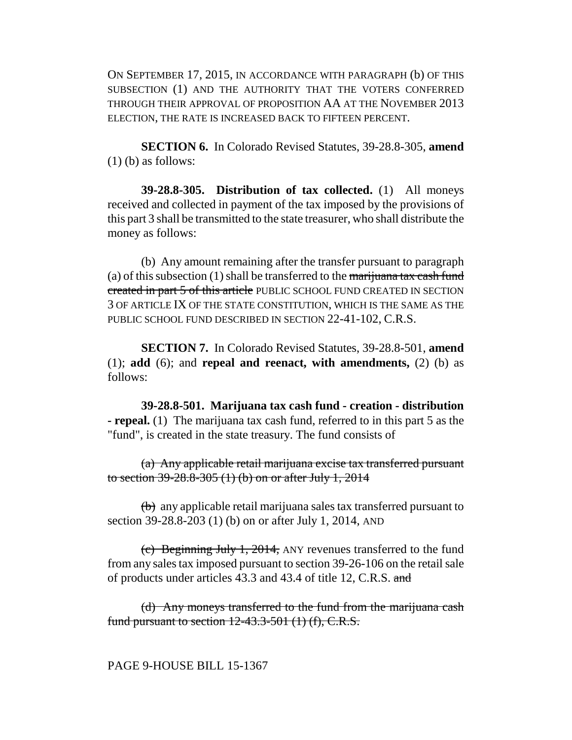ON SEPTEMBER 17, 2015, IN ACCORDANCE WITH PARAGRAPH (b) OF THIS SUBSECTION (1) AND THE AUTHORITY THAT THE VOTERS CONFERRED THROUGH THEIR APPROVAL OF PROPOSITION AA AT THE NOVEMBER 2013 ELECTION, THE RATE IS INCREASED BACK TO FIFTEEN PERCENT.

**SECTION 6.** In Colorado Revised Statutes, 39-28.8-305, **amend** (1) (b) as follows:

**39-28.8-305. Distribution of tax collected.** (1) All moneys received and collected in payment of the tax imposed by the provisions of this part 3 shall be transmitted to the state treasurer, who shall distribute the money as follows:

(b) Any amount remaining after the transfer pursuant to paragraph (a) of this subsection (1) shall be transferred to the ~~marijuana tax cash fund created in part 5 of this article~~ PUBLIC SCHOOL FUND CREATED IN SECTION 3 OF ARTICLE IX OF THE STATE CONSTITUTION, WHICH IS THE SAME AS THE PUBLIC SCHOOL FUND DESCRIBED IN SECTION 22-41-102, C.R.S.

**SECTION 7.** In Colorado Revised Statutes, 39-28.8-501, **amend** (1); **add** (6); and **repeal and reenact, with amendments,** (2) (b) as follows:

**39-28.8-501. Marijuana tax cash fund - creation - distribution - repeal.** (1) The marijuana tax cash fund, referred to in this part 5 as the "fund", is created in the state treasury. The fund consists of

~~(a) Any applicable retail marijuana excise tax transferred pursuant to section 39-28.8-305 (1) (b) on or after July 1, 2014~~

~~(b)~~ any applicable retail marijuana sales tax transferred pursuant to section 39-28.8-203 (1) (b) on or after July 1, 2014, AND

~~(c) Beginning July 1, 2014,~~ ANY revenues transferred to the fund from any sales tax imposed pursuant to section 39-26-106 on the retail sale of products under articles 43.3 and 43.4 of title 12, C.R.S. ~~and~~

~~(d) Any moneys transferred to the fund from the marijuana cash fund pursuant to section 12-43.3-501 (1) (f), C.R.S.~~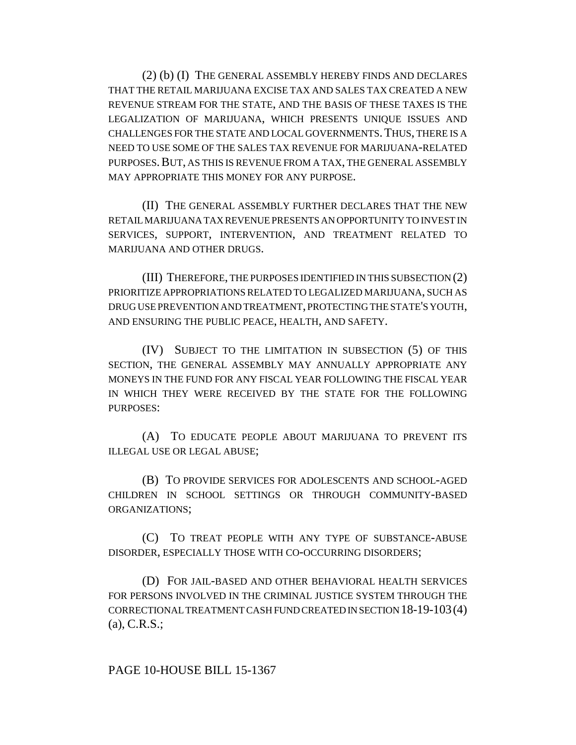(2) (b) (I) THE GENERAL ASSEMBLY HEREBY FINDS AND DECLARES THAT THE RETAIL MARIJUANA EXCISE TAX AND SALES TAX CREATED A NEW REVENUE STREAM FOR THE STATE, AND THE BASIS OF THESE TAXES IS THE LEGALIZATION OF MARIJUANA, WHICH PRESENTS UNIQUE ISSUES AND CHALLENGES FOR THE STATE AND LOCAL GOVERNMENTS. THUS, THERE IS A NEED TO USE SOME OF THE SALES TAX REVENUE FOR MARIJUANA-RELATED PURPOSES. BUT, AS THIS IS REVENUE FROM A TAX, THE GENERAL ASSEMBLY MAY APPROPRIATE THIS MONEY FOR ANY PURPOSE.

(II) THE GENERAL ASSEMBLY FURTHER DECLARES THAT THE NEW RETAIL MARIJUANA TAX REVENUE PRESENTS AN OPPORTUNITY TO INVEST IN SERVICES, SUPPORT, INTERVENTION, AND TREATMENT RELATED TO MARIJUANA AND OTHER DRUGS.

(III) THEREFORE, THE PURPOSES IDENTIFIED IN THIS SUBSECTION (2) PRIORITIZE APPROPRIATIONS RELATED TO LEGALIZED MARIJUANA, SUCH AS DRUG USE PREVENTION AND TREATMENT, PROTECTING THE STATE'S YOUTH, AND ENSURING THE PUBLIC PEACE, HEALTH, AND SAFETY.

(IV) SUBJECT TO THE LIMITATION IN SUBSECTION (5) OF THIS SECTION, THE GENERAL ASSEMBLY MAY ANNUALLY APPROPRIATE ANY MONEYS IN THE FUND FOR ANY FISCAL YEAR FOLLOWING THE FISCAL YEAR IN WHICH THEY WERE RECEIVED BY THE STATE FOR THE FOLLOWING PURPOSES:

(A) TO EDUCATE PEOPLE ABOUT MARIJUANA TO PREVENT ITS ILLEGAL USE OR LEGAL ABUSE;

(B) TO PROVIDE SERVICES FOR ADOLESCENTS AND SCHOOL-AGED CHILDREN IN SCHOOL SETTINGS OR THROUGH COMMUNITY-BASED ORGANIZATIONS;

(C) TO TREAT PEOPLE WITH ANY TYPE OF SUBSTANCE-ABUSE DISORDER, ESPECIALLY THOSE WITH CO-OCCURRING DISORDERS;

(D) FOR JAIL-BASED AND OTHER BEHAVIORAL HEALTH SERVICES FOR PERSONS INVOLVED IN THE CRIMINAL JUSTICE SYSTEM THROUGH THE CORRECTIONAL TREATMENT CASH FUND CREATED IN SECTION 18-19-103 (4) (a), C.R.S.;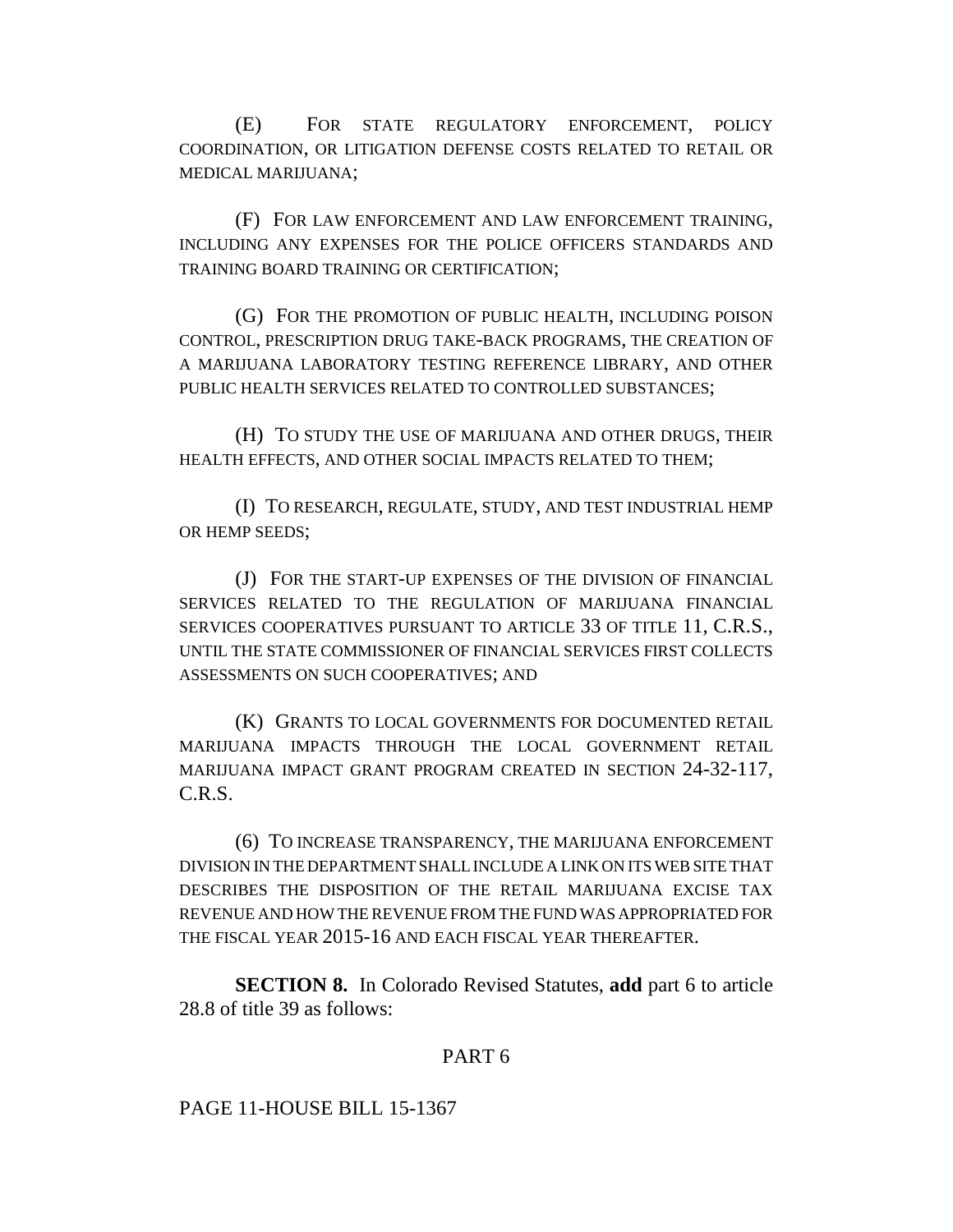(E) FOR STATE REGULATORY ENFORCEMENT, POLICY COORDINATION, OR LITIGATION DEFENSE COSTS RELATED TO RETAIL OR MEDICAL MARIJUANA;

(F) FOR LAW ENFORCEMENT AND LAW ENFORCEMENT TRAINING, INCLUDING ANY EXPENSES FOR THE POLICE OFFICERS STANDARDS AND TRAINING BOARD TRAINING OR CERTIFICATION;

(G) FOR THE PROMOTION OF PUBLIC HEALTH, INCLUDING POISON CONTROL, PRESCRIPTION DRUG TAKE-BACK PROGRAMS, THE CREATION OF A MARIJUANA LABORATORY TESTING REFERENCE LIBRARY, AND OTHER PUBLIC HEALTH SERVICES RELATED TO CONTROLLED SUBSTANCES;

(H) TO STUDY THE USE OF MARIJUANA AND OTHER DRUGS, THEIR HEALTH EFFECTS, AND OTHER SOCIAL IMPACTS RELATED TO THEM;

(I) TO RESEARCH, REGULATE, STUDY, AND TEST INDUSTRIAL HEMP OR HEMP SEEDS;

(J) FOR THE START-UP EXPENSES OF THE DIVISION OF FINANCIAL SERVICES RELATED TO THE REGULATION OF MARIJUANA FINANCIAL SERVICES COOPERATIVES PURSUANT TO ARTICLE 33 OF TITLE 11, C.R.S., UNTIL THE STATE COMMISSIONER OF FINANCIAL SERVICES FIRST COLLECTS ASSESSMENTS ON SUCH COOPERATIVES; AND

(K) GRANTS TO LOCAL GOVERNMENTS FOR DOCUMENTED RETAIL MARIJUANA IMPACTS THROUGH THE LOCAL GOVERNMENT RETAIL MARIJUANA IMPACT GRANT PROGRAM CREATED IN SECTION 24-32-117, C.R.S.

(6) TO INCREASE TRANSPARENCY, THE MARIJUANA ENFORCEMENT DIVISION IN THE DEPARTMENT SHALL INCLUDE A LINK ON ITS WEB SITE THAT DESCRIBES THE DISPOSITION OF THE RETAIL MARIJUANA EXCISE TAX REVENUE AND HOW THE REVENUE FROM THE FUND WAS APPROPRIATED FOR THE FISCAL YEAR 2015-16 AND EACH FISCAL YEAR THEREAFTER.

**SECTION 8.** In Colorado Revised Statutes, **add** part 6 to article 28.8 of title 39 as follows:

PART 6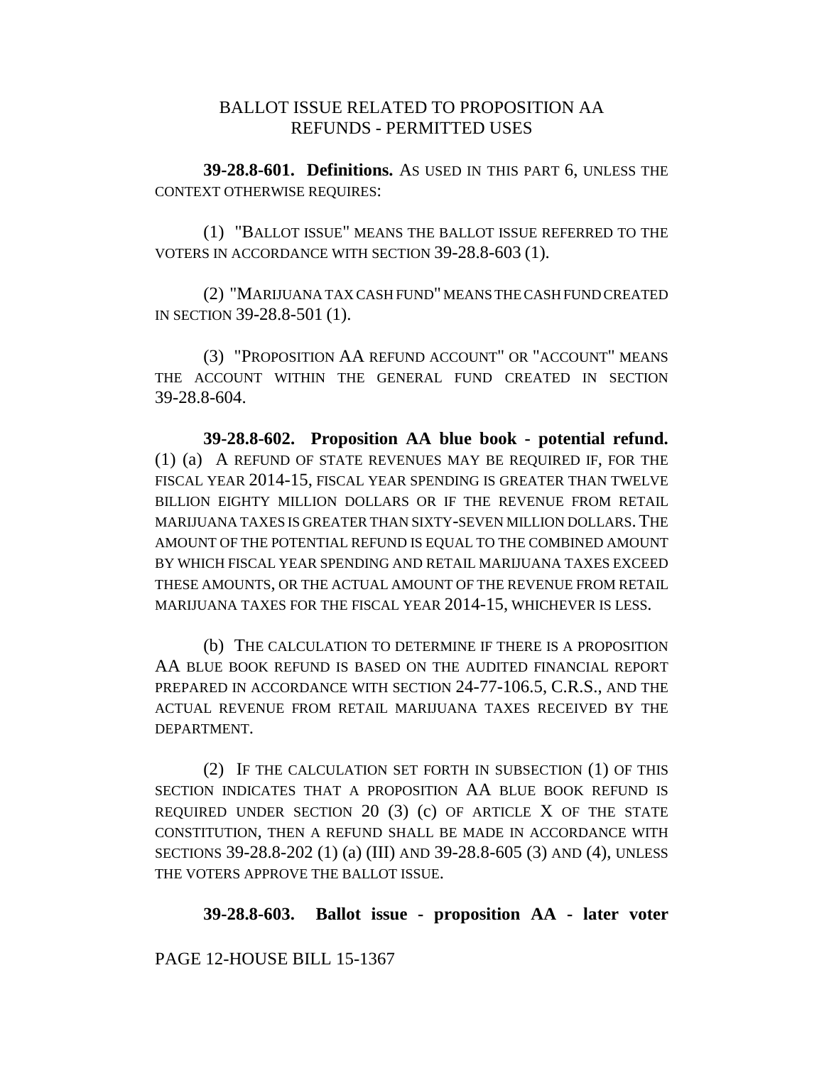BALLOT ISSUE RELATED TO PROPOSITION AA
REFUNDS - PERMITTED USES

**39-28.8-601. Definitions.** AS USED IN THIS PART 6, UNLESS THE CONTEXT OTHERWISE REQUIRES:

(1) "BALLOT ISSUE" MEANS THE BALLOT ISSUE REFERRED TO THE VOTERS IN ACCORDANCE WITH SECTION 39-28.8-603 (1).

(2) "MARIJUANA TAX CASH FUND" MEANS THE CASH FUND CREATED IN SECTION 39-28.8-501 (1).

(3) "PROPOSITION AA REFUND ACCOUNT" OR "ACCOUNT" MEANS THE ACCOUNT WITHIN THE GENERAL FUND CREATED IN SECTION 39-28.8-604.

**39-28.8-602. Proposition AA blue book - potential refund.** (1) (a) A REFUND OF STATE REVENUES MAY BE REQUIRED IF, FOR THE FISCAL YEAR 2014-15, FISCAL YEAR SPENDING IS GREATER THAN TWELVE BILLION EIGHTY MILLION DOLLARS OR IF THE REVENUE FROM RETAIL MARIJUANA TAXES IS GREATER THAN SIXTY-SEVEN MILLION DOLLARS. THE AMOUNT OF THE POTENTIAL REFUND IS EQUAL TO THE COMBINED AMOUNT BY WHICH FISCAL YEAR SPENDING AND RETAIL MARIJUANA TAXES EXCEED THESE AMOUNTS, OR THE ACTUAL AMOUNT OF THE REVENUE FROM RETAIL MARIJUANA TAXES FOR THE FISCAL YEAR 2014-15, WHICHEVER IS LESS.

(b) THE CALCULATION TO DETERMINE IF THERE IS A PROPOSITION AA BLUE BOOK REFUND IS BASED ON THE AUDITED FINANCIAL REPORT PREPARED IN ACCORDANCE WITH SECTION 24-77-106.5, C.R.S., AND THE ACTUAL REVENUE FROM RETAIL MARIJUANA TAXES RECEIVED BY THE DEPARTMENT.

(2) IF THE CALCULATION SET FORTH IN SUBSECTION (1) OF THIS SECTION INDICATES THAT A PROPOSITION AA BLUE BOOK REFUND IS REQUIRED UNDER SECTION 20 (3) (c) OF ARTICLE X OF THE STATE CONSTITUTION, THEN A REFUND SHALL BE MADE IN ACCORDANCE WITH SECTIONS 39-28.8-202 (1) (a) (III) AND 39-28.8-605 (3) AND (4), UNLESS THE VOTERS APPROVE THE BALLOT ISSUE.

**39-28.8-603. Ballot issue - proposition AA - later voter**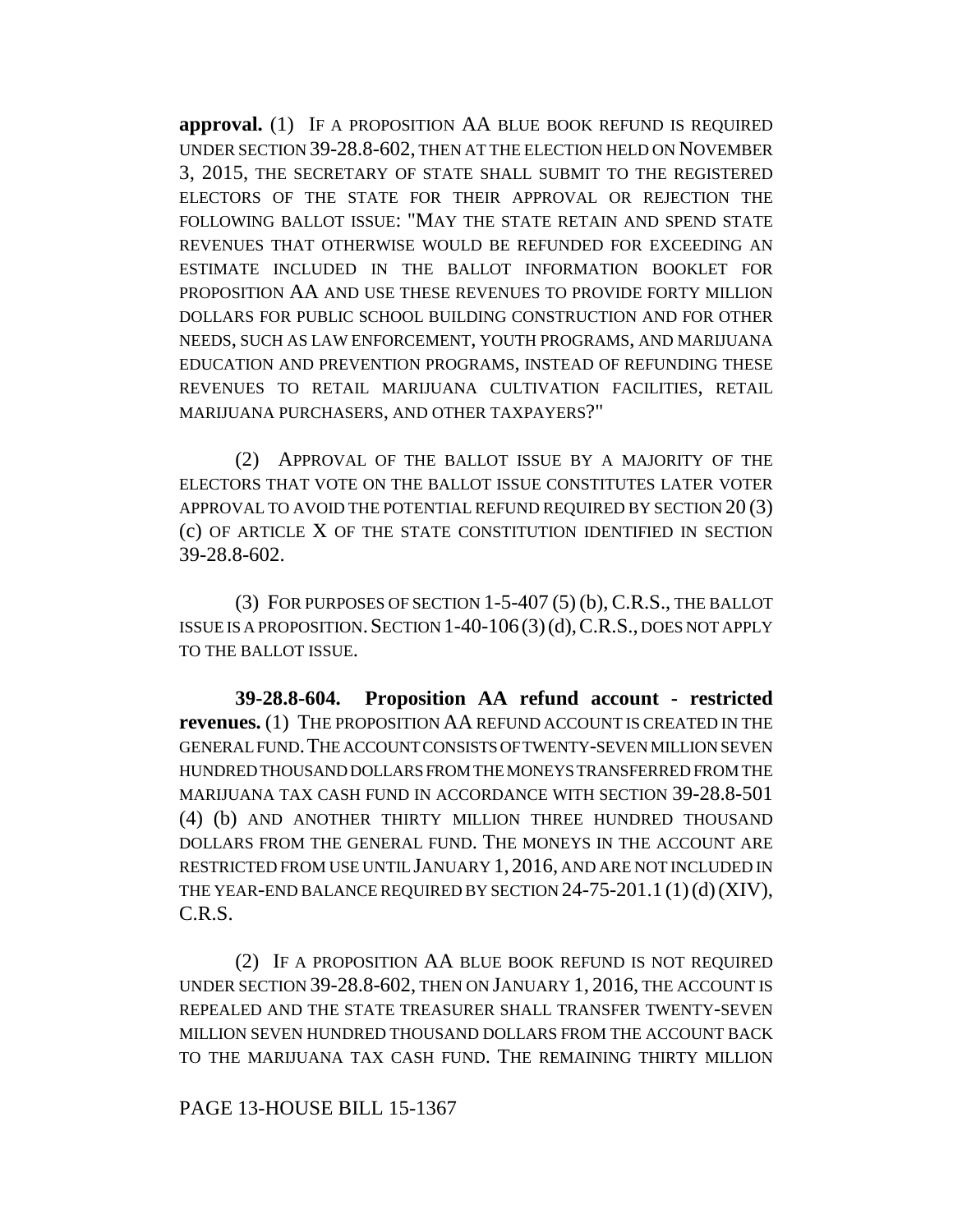**approval.** (1) IF A PROPOSITION AA BLUE BOOK REFUND IS REQUIRED UNDER SECTION 39-28.8-602, THEN AT THE ELECTION HELD ON NOVEMBER 3, 2015, THE SECRETARY OF STATE SHALL SUBMIT TO THE REGISTERED ELECTORS OF THE STATE FOR THEIR APPROVAL OR REJECTION THE FOLLOWING BALLOT ISSUE: "MAY THE STATE RETAIN AND SPEND STATE REVENUES THAT OTHERWISE WOULD BE REFUNDED FOR EXCEEDING AN ESTIMATE INCLUDED IN THE BALLOT INFORMATION BOOKLET FOR PROPOSITION AA AND USE THESE REVENUES TO PROVIDE FORTY MILLION DOLLARS FOR PUBLIC SCHOOL BUILDING CONSTRUCTION AND FOR OTHER NEEDS, SUCH AS LAW ENFORCEMENT, YOUTH PROGRAMS, AND MARIJUANA EDUCATION AND PREVENTION PROGRAMS, INSTEAD OF REFUNDING THESE REVENUES TO RETAIL MARIJUANA CULTIVATION FACILITIES, RETAIL MARIJUANA PURCHASERS, AND OTHER TAXPAYERS?"

(2) APPROVAL OF THE BALLOT ISSUE BY A MAJORITY OF THE ELECTORS THAT VOTE ON THE BALLOT ISSUE CONSTITUTES LATER VOTER APPROVAL TO AVOID THE POTENTIAL REFUND REQUIRED BY SECTION 20 (3) (c) OF ARTICLE X OF THE STATE CONSTITUTION IDENTIFIED IN SECTION 39-28.8-602.

(3) FOR PURPOSES OF SECTION 1-5-407 (5) (b), C.R.S., THE BALLOT ISSUE IS A PROPOSITION. SECTION 1-40-106 (3) (d), C.R.S., DOES NOT APPLY TO THE BALLOT ISSUE.

**39-28.8-604. Proposition AA refund account - restricted revenues.** (1) THE PROPOSITION AA REFUND ACCOUNT IS CREATED IN THE GENERAL FUND. THE ACCOUNT CONSISTS OF TWENTY-SEVEN MILLION SEVEN HUNDRED THOUSAND DOLLARS FROM THE MONEYS TRANSFERRED FROM THE MARIJUANA TAX CASH FUND IN ACCORDANCE WITH SECTION 39-28.8-501 (4) (b) AND ANOTHER THIRTY MILLION THREE HUNDRED THOUSAND DOLLARS FROM THE GENERAL FUND. THE MONEYS IN THE ACCOUNT ARE RESTRICTED FROM USE UNTIL JANUARY 1, 2016, AND ARE NOT INCLUDED IN THE YEAR-END BALANCE REQUIRED BY SECTION 24-75-201.1 (1) (d) (XIV), C.R.S.

(2) IF A PROPOSITION AA BLUE BOOK REFUND IS NOT REQUIRED UNDER SECTION 39-28.8-602, THEN ON JANUARY 1, 2016, THE ACCOUNT IS REPEALED AND THE STATE TREASURER SHALL TRANSFER TWENTY-SEVEN MILLION SEVEN HUNDRED THOUSAND DOLLARS FROM THE ACCOUNT BACK TO THE MARIJUANA TAX CASH FUND. THE REMAINING THIRTY MILLION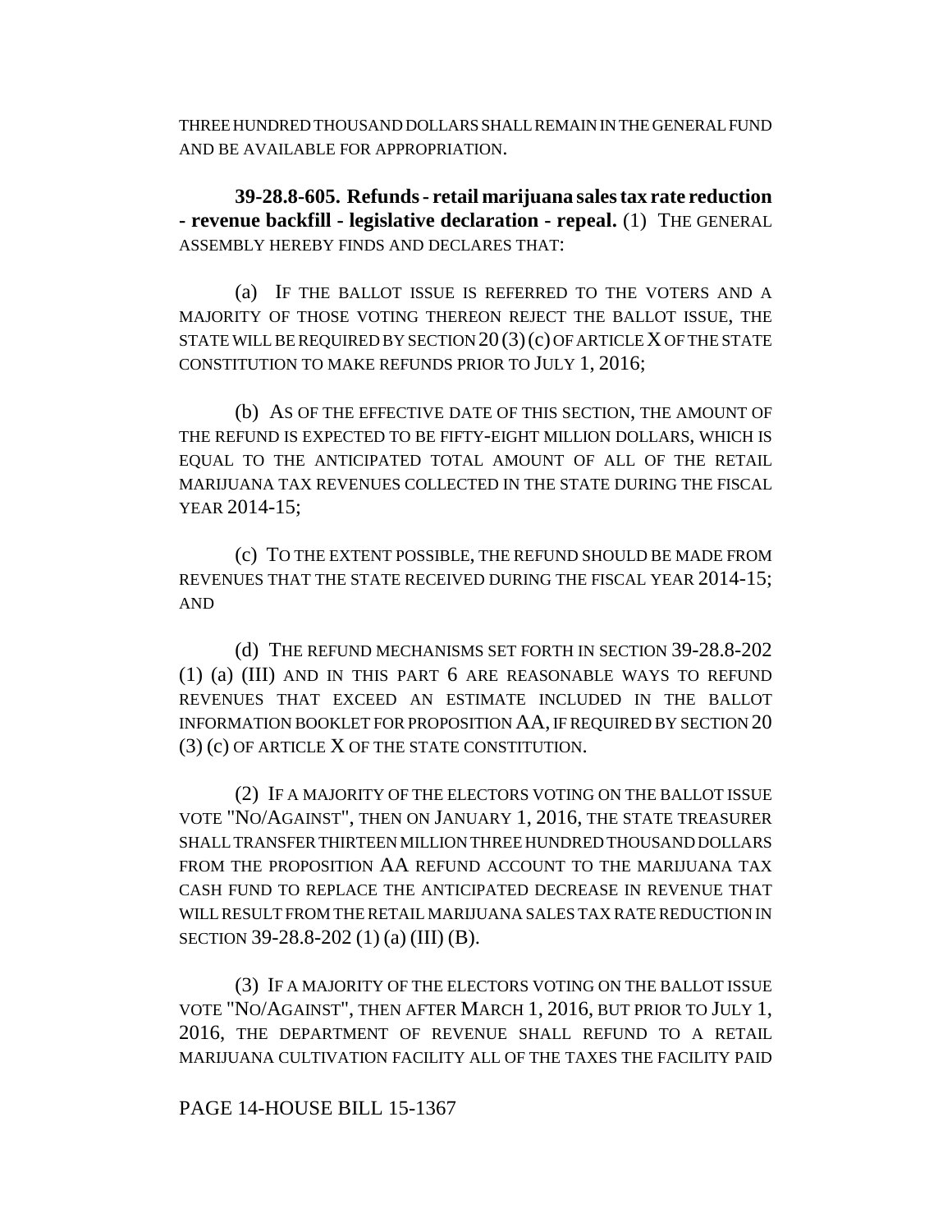THREE HUNDRED THOUSAND DOLLARS SHALL REMAIN IN THE GENERAL FUND AND BE AVAILABLE FOR APPROPRIATION.

**39-28.8-605. Refunds - retail marijuana sales tax rate reduction - revenue backfill - legislative declaration - repeal.** (1) THE GENERAL ASSEMBLY HEREBY FINDS AND DECLARES THAT:

(a) IF THE BALLOT ISSUE IS REFERRED TO THE VOTERS AND A MAJORITY OF THOSE VOTING THEREON REJECT THE BALLOT ISSUE, THE STATE WILL BE REQUIRED BY SECTION 20 (3) (c) OF ARTICLE X OF THE STATE CONSTITUTION TO MAKE REFUNDS PRIOR TO JULY 1, 2016;

(b) AS OF THE EFFECTIVE DATE OF THIS SECTION, THE AMOUNT OF THE REFUND IS EXPECTED TO BE FIFTY-EIGHT MILLION DOLLARS, WHICH IS EQUAL TO THE ANTICIPATED TOTAL AMOUNT OF ALL OF THE RETAIL MARIJUANA TAX REVENUES COLLECTED IN THE STATE DURING THE FISCAL YEAR 2014-15;

(c) TO THE EXTENT POSSIBLE, THE REFUND SHOULD BE MADE FROM REVENUES THAT THE STATE RECEIVED DURING THE FISCAL YEAR 2014-15; AND

(d) THE REFUND MECHANISMS SET FORTH IN SECTION 39-28.8-202 (1) (a) (III) AND IN THIS PART 6 ARE REASONABLE WAYS TO REFUND REVENUES THAT EXCEED AN ESTIMATE INCLUDED IN THE BALLOT INFORMATION BOOKLET FOR PROPOSITION AA, IF REQUIRED BY SECTION 20 (3) (c) OF ARTICLE X OF THE STATE CONSTITUTION.

(2) IF A MAJORITY OF THE ELECTORS VOTING ON THE BALLOT ISSUE VOTE "NO/AGAINST", THEN ON JANUARY 1, 2016, THE STATE TREASURER SHALL TRANSFER THIRTEEN MILLION THREE HUNDRED THOUSAND DOLLARS FROM THE PROPOSITION AA REFUND ACCOUNT TO THE MARIJUANA TAX CASH FUND TO REPLACE THE ANTICIPATED DECREASE IN REVENUE THAT WILL RESULT FROM THE RETAIL MARIJUANA SALES TAX RATE REDUCTION IN SECTION 39-28.8-202 (1) (a) (III) (B).

(3) IF A MAJORITY OF THE ELECTORS VOTING ON THE BALLOT ISSUE VOTE "NO/AGAINST", THEN AFTER MARCH 1, 2016, BUT PRIOR TO JULY 1, 2016, THE DEPARTMENT OF REVENUE SHALL REFUND TO A RETAIL MARIJUANA CULTIVATION FACILITY ALL OF THE TAXES THE FACILITY PAID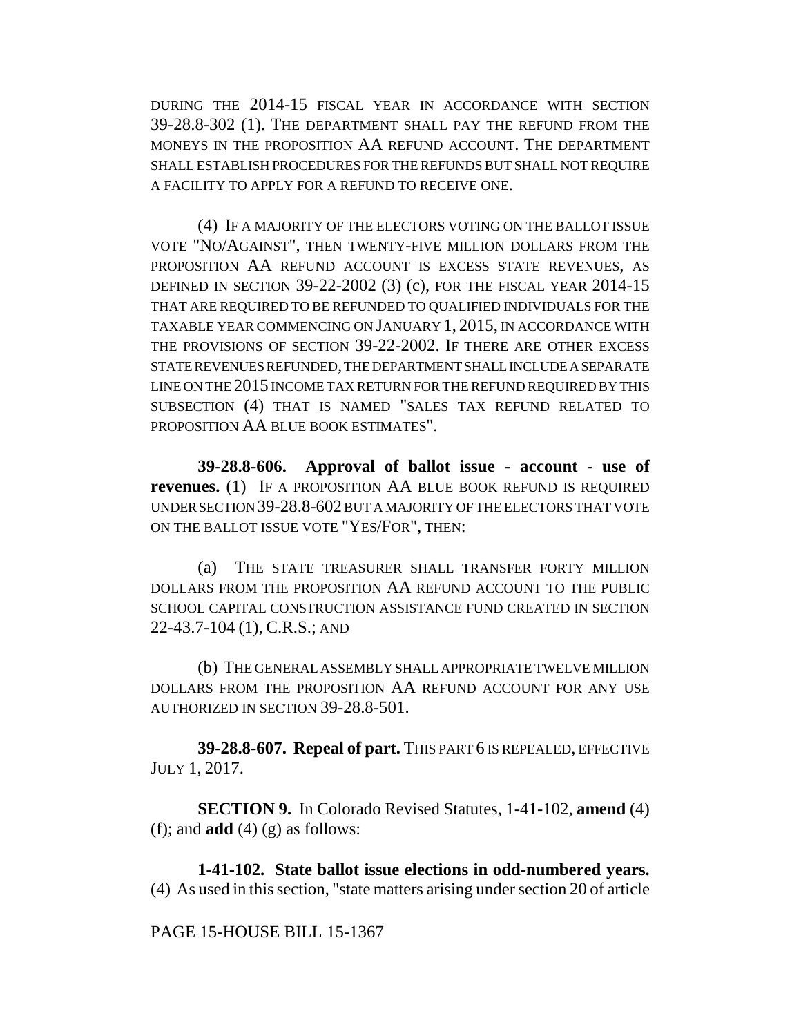DURING THE 2014-15 FISCAL YEAR IN ACCORDANCE WITH SECTION 39-28.8-302 (1). THE DEPARTMENT SHALL PAY THE REFUND FROM THE MONEYS IN THE PROPOSITION AA REFUND ACCOUNT. THE DEPARTMENT SHALL ESTABLISH PROCEDURES FOR THE REFUNDS BUT SHALL NOT REQUIRE A FACILITY TO APPLY FOR A REFUND TO RECEIVE ONE.

(4) IF A MAJORITY OF THE ELECTORS VOTING ON THE BALLOT ISSUE VOTE "NO/AGAINST", THEN TWENTY-FIVE MILLION DOLLARS FROM THE PROPOSITION AA REFUND ACCOUNT IS EXCESS STATE REVENUES, AS DEFINED IN SECTION 39-22-2002 (3) (c), FOR THE FISCAL YEAR 2014-15 THAT ARE REQUIRED TO BE REFUNDED TO QUALIFIED INDIVIDUALS FOR THE TAXABLE YEAR COMMENCING ON JANUARY 1, 2015, IN ACCORDANCE WITH THE PROVISIONS OF SECTION 39-22-2002. IF THERE ARE OTHER EXCESS STATE REVENUES REFUNDED, THE DEPARTMENT SHALL INCLUDE A SEPARATE LINE ON THE 2015 INCOME TAX RETURN FOR THE REFUND REQUIRED BY THIS SUBSECTION (4) THAT IS NAMED "SALES TAX REFUND RELATED TO PROPOSITION AA BLUE BOOK ESTIMATES".

**39-28.8-606. Approval of ballot issue - account - use of revenues.** (1) IF A PROPOSITION AA BLUE BOOK REFUND IS REQUIRED UNDER SECTION 39-28.8-602 BUT A MAJORITY OF THE ELECTORS THAT VOTE ON THE BALLOT ISSUE VOTE "YES/FOR", THEN:

(a) THE STATE TREASURER SHALL TRANSFER FORTY MILLION DOLLARS FROM THE PROPOSITION AA REFUND ACCOUNT TO THE PUBLIC SCHOOL CAPITAL CONSTRUCTION ASSISTANCE FUND CREATED IN SECTION 22-43.7-104 (1), C.R.S.; AND

(b) THE GENERAL ASSEMBLY SHALL APPROPRIATE TWELVE MILLION DOLLARS FROM THE PROPOSITION AA REFUND ACCOUNT FOR ANY USE AUTHORIZED IN SECTION 39-28.8-501.

**39-28.8-607. Repeal of part.** THIS PART 6 IS REPEALED, EFFECTIVE JULY 1, 2017.

**SECTION 9.** In Colorado Revised Statutes, 1-41-102, **amend** (4) (f); and **add** (4) (g) as follows:

**1-41-102. State ballot issue elections in odd-numbered years.** (4) As used in this section, "state matters arising under section 20 of article

PAGE 15-HOUSE BILL 15-1367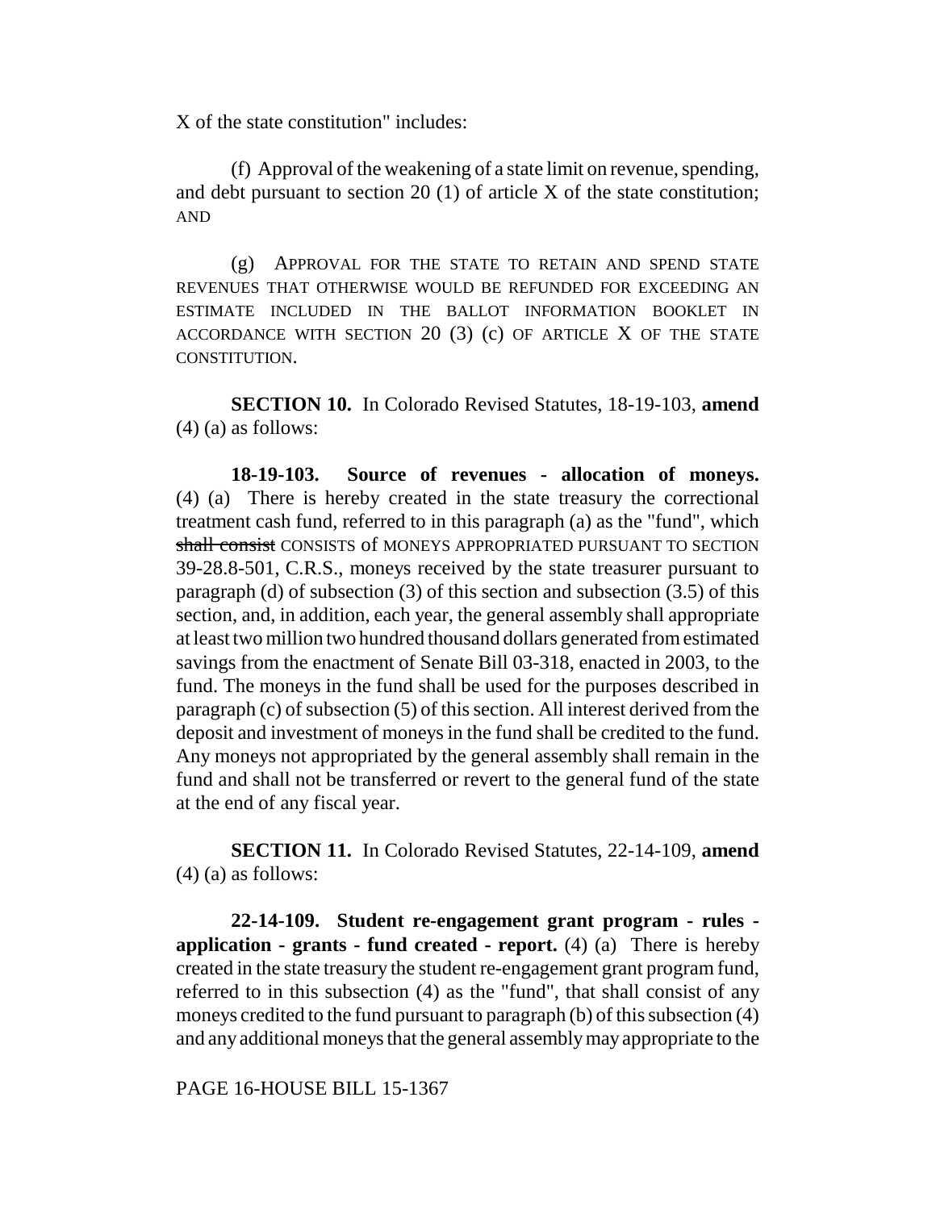X of the state constitution" includes:

(f) Approval of the weakening of a state limit on revenue, spending, and debt pursuant to section 20 (1) of article X of the state constitution; AND

(g) APPROVAL FOR THE STATE TO RETAIN AND SPEND STATE REVENUES THAT OTHERWISE WOULD BE REFUNDED FOR EXCEEDING AN ESTIMATE INCLUDED IN THE BALLOT INFORMATION BOOKLET IN ACCORDANCE WITH SECTION 20 (3) (c) OF ARTICLE X OF THE STATE CONSTITUTION.

**SECTION 10.** In Colorado Revised Statutes, 18-19-103, **amend** (4) (a) as follows:

**18-19-103. Source of revenues - allocation of moneys.** (4) (a) There is hereby created in the state treasury the correctional treatment cash fund, referred to in this paragraph (a) as the "fund", which ~~shall consist~~ CONSISTS of MONEYS APPROPRIATED PURSUANT TO SECTION 39-28.8-501, C.R.S., moneys received by the state treasurer pursuant to paragraph (d) of subsection (3) of this section and subsection (3.5) of this section, and, in addition, each year, the general assembly shall appropriate at least two million two hundred thousand dollars generated from estimated savings from the enactment of Senate Bill 03-318, enacted in 2003, to the fund. The moneys in the fund shall be used for the purposes described in paragraph (c) of subsection (5) of this section. All interest derived from the deposit and investment of moneys in the fund shall be credited to the fund. Any moneys not appropriated by the general assembly shall remain in the fund and shall not be transferred or revert to the general fund of the state at the end of any fiscal year.

**SECTION 11.** In Colorado Revised Statutes, 22-14-109, **amend** (4) (a) as follows:

**22-14-109. Student re-engagement grant program - rules - application - grants - fund created - report.** (4) (a) There is hereby created in the state treasury the student re-engagement grant program fund, referred to in this subsection (4) as the "fund", that shall consist of any moneys credited to the fund pursuant to paragraph (b) of this subsection (4) and any additional moneys that the general assembly may appropriate to the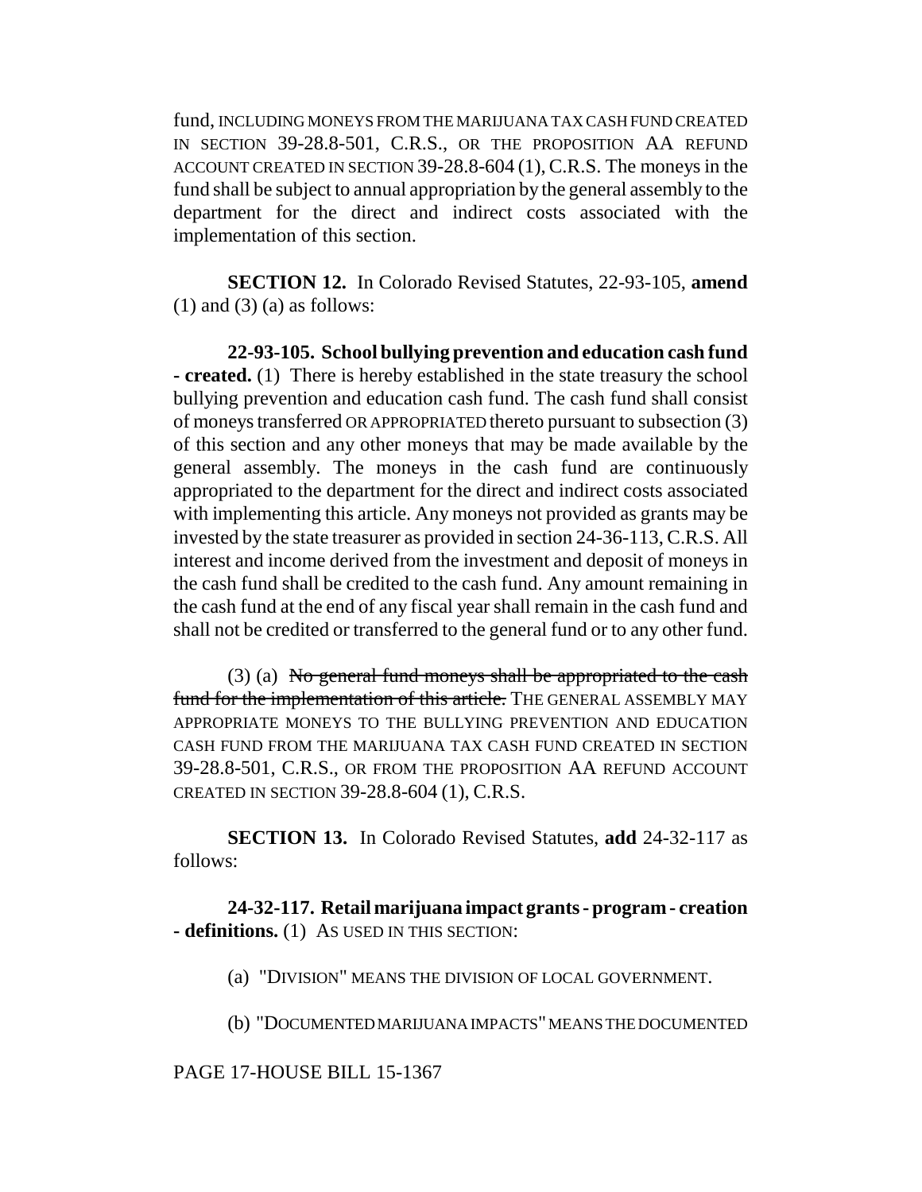fund, INCLUDING MONEYS FROM THE MARIJUANA TAX CASH FUND CREATED IN SECTION 39-28.8-501, C.R.S., OR THE PROPOSITION AA REFUND ACCOUNT CREATED IN SECTION 39-28.8-604 (1), C.R.S. The moneys in the fund shall be subject to annual appropriation by the general assembly to the department for the direct and indirect costs associated with the implementation of this section.

**SECTION 12.** In Colorado Revised Statutes, 22-93-105, **amend** (1) and (3) (a) as follows:

**22-93-105. School bullying prevention and education cash fund - created.** (1) There is hereby established in the state treasury the school bullying prevention and education cash fund. The cash fund shall consist of moneys transferred OR APPROPRIATED thereto pursuant to subsection (3) of this section and any other moneys that may be made available by the general assembly. The moneys in the cash fund are continuously appropriated to the department for the direct and indirect costs associated with implementing this article. Any moneys not provided as grants may be invested by the state treasurer as provided in section 24-36-113, C.R.S. All interest and income derived from the investment and deposit of moneys in the cash fund shall be credited to the cash fund. Any amount remaining in the cash fund at the end of any fiscal year shall remain in the cash fund and shall not be credited or transferred to the general fund or to any other fund.

(3) (a) ~~No general fund moneys shall be appropriated to the cash fund for the implementation of this article.~~ THE GENERAL ASSEMBLY MAY APPROPRIATE MONEYS TO THE BULLYING PREVENTION AND EDUCATION CASH FUND FROM THE MARIJUANA TAX CASH FUND CREATED IN SECTION 39-28.8-501, C.R.S., OR FROM THE PROPOSITION AA REFUND ACCOUNT CREATED IN SECTION 39-28.8-604 (1), C.R.S.

**SECTION 13.** In Colorado Revised Statutes, **add** 24-32-117 as follows:

**24-32-117. Retail marijuana impact grants - program - creation - definitions.** (1) AS USED IN THIS SECTION:

(a) "DIVISION" MEANS THE DIVISION OF LOCAL GOVERNMENT.

(b) "DOCUMENTED MARIJUANA IMPACTS" MEANS THE DOCUMENTED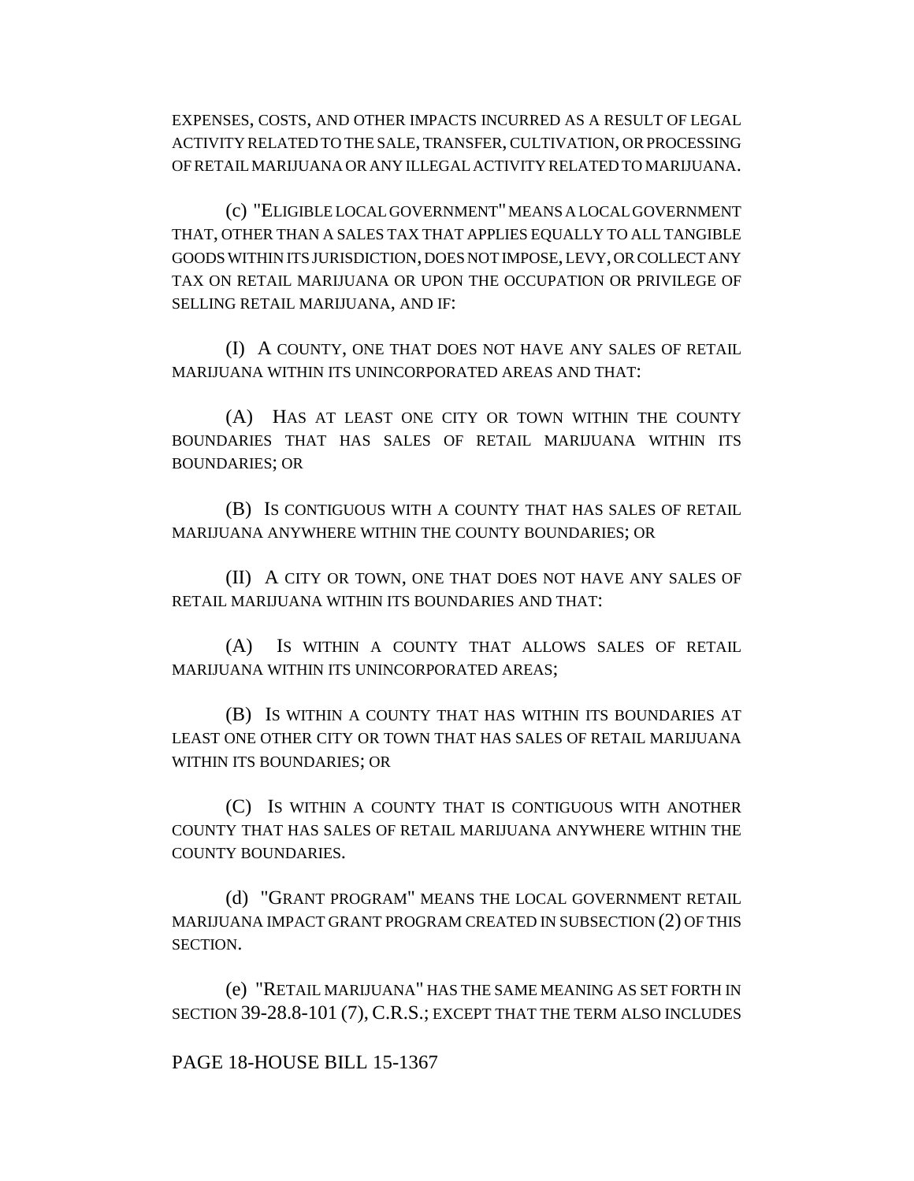EXPENSES, COSTS, AND OTHER IMPACTS INCURRED AS A RESULT OF LEGAL ACTIVITY RELATED TO THE SALE, TRANSFER, CULTIVATION, OR PROCESSING OF RETAIL MARIJUANA OR ANY ILLEGAL ACTIVITY RELATED TO MARIJUANA.

(c) "ELIGIBLE LOCAL GOVERNMENT" MEANS A LOCAL GOVERNMENT THAT, OTHER THAN A SALES TAX THAT APPLIES EQUALLY TO ALL TANGIBLE GOODS WITHIN ITS JURISDICTION, DOES NOT IMPOSE, LEVY, OR COLLECT ANY TAX ON RETAIL MARIJUANA OR UPON THE OCCUPATION OR PRIVILEGE OF SELLING RETAIL MARIJUANA, AND IF:

(I) A COUNTY, ONE THAT DOES NOT HAVE ANY SALES OF RETAIL MARIJUANA WITHIN ITS UNINCORPORATED AREAS AND THAT:

(A) HAS AT LEAST ONE CITY OR TOWN WITHIN THE COUNTY BOUNDARIES THAT HAS SALES OF RETAIL MARIJUANA WITHIN ITS BOUNDARIES; OR

(B) IS CONTIGUOUS WITH A COUNTY THAT HAS SALES OF RETAIL MARIJUANA ANYWHERE WITHIN THE COUNTY BOUNDARIES; OR

(II) A CITY OR TOWN, ONE THAT DOES NOT HAVE ANY SALES OF RETAIL MARIJUANA WITHIN ITS BOUNDARIES AND THAT:

(A) IS WITHIN A COUNTY THAT ALLOWS SALES OF RETAIL MARIJUANA WITHIN ITS UNINCORPORATED AREAS;

(B) IS WITHIN A COUNTY THAT HAS WITHIN ITS BOUNDARIES AT LEAST ONE OTHER CITY OR TOWN THAT HAS SALES OF RETAIL MARIJUANA WITHIN ITS BOUNDARIES; OR

(C) IS WITHIN A COUNTY THAT IS CONTIGUOUS WITH ANOTHER COUNTY THAT HAS SALES OF RETAIL MARIJUANA ANYWHERE WITHIN THE COUNTY BOUNDARIES.

(d) "GRANT PROGRAM" MEANS THE LOCAL GOVERNMENT RETAIL MARIJUANA IMPACT GRANT PROGRAM CREATED IN SUBSECTION (2) OF THIS SECTION.

(e) "RETAIL MARIJUANA" HAS THE SAME MEANING AS SET FORTH IN SECTION 39-28.8-101 (7), C.R.S.; EXCEPT THAT THE TERM ALSO INCLUDES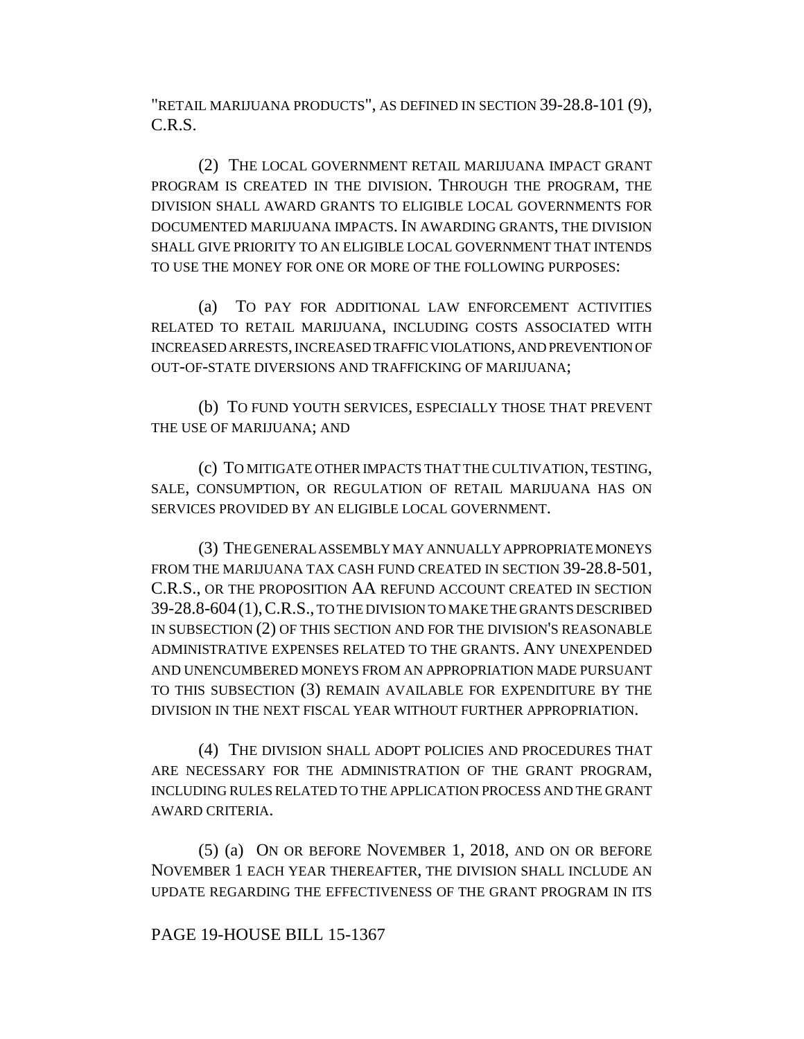"RETAIL MARIJUANA PRODUCTS", AS DEFINED IN SECTION 39-28.8-101 (9), C.R.S.

(2) THE LOCAL GOVERNMENT RETAIL MARIJUANA IMPACT GRANT PROGRAM IS CREATED IN THE DIVISION. THROUGH THE PROGRAM, THE DIVISION SHALL AWARD GRANTS TO ELIGIBLE LOCAL GOVERNMENTS FOR DOCUMENTED MARIJUANA IMPACTS. IN AWARDING GRANTS, THE DIVISION SHALL GIVE PRIORITY TO AN ELIGIBLE LOCAL GOVERNMENT THAT INTENDS TO USE THE MONEY FOR ONE OR MORE OF THE FOLLOWING PURPOSES:

(a) TO PAY FOR ADDITIONAL LAW ENFORCEMENT ACTIVITIES RELATED TO RETAIL MARIJUANA, INCLUDING COSTS ASSOCIATED WITH INCREASED ARRESTS, INCREASED TRAFFIC VIOLATIONS, AND PREVENTION OF OUT-OF-STATE DIVERSIONS AND TRAFFICKING OF MARIJUANA;

(b) TO FUND YOUTH SERVICES, ESPECIALLY THOSE THAT PREVENT THE USE OF MARIJUANA; AND

(c) TO MITIGATE OTHER IMPACTS THAT THE CULTIVATION, TESTING, SALE, CONSUMPTION, OR REGULATION OF RETAIL MARIJUANA HAS ON SERVICES PROVIDED BY AN ELIGIBLE LOCAL GOVERNMENT.

(3) THE GENERAL ASSEMBLY MAY ANNUALLY APPROPRIATE MONEYS FROM THE MARIJUANA TAX CASH FUND CREATED IN SECTION 39-28.8-501, C.R.S., OR THE PROPOSITION AA REFUND ACCOUNT CREATED IN SECTION 39-28.8-604 (1), C.R.S., TO THE DIVISION TO MAKE THE GRANTS DESCRIBED IN SUBSECTION (2) OF THIS SECTION AND FOR THE DIVISION'S REASONABLE ADMINISTRATIVE EXPENSES RELATED TO THE GRANTS. ANY UNEXPENDED AND UNENCUMBERED MONEYS FROM AN APPROPRIATION MADE PURSUANT TO THIS SUBSECTION (3) REMAIN AVAILABLE FOR EXPENDITURE BY THE DIVISION IN THE NEXT FISCAL YEAR WITHOUT FURTHER APPROPRIATION.

(4) THE DIVISION SHALL ADOPT POLICIES AND PROCEDURES THAT ARE NECESSARY FOR THE ADMINISTRATION OF THE GRANT PROGRAM, INCLUDING RULES RELATED TO THE APPLICATION PROCESS AND THE GRANT AWARD CRITERIA.

(5) (a) ON OR BEFORE NOVEMBER 1, 2018, AND ON OR BEFORE NOVEMBER 1 EACH YEAR THEREAFTER, THE DIVISION SHALL INCLUDE AN UPDATE REGARDING THE EFFECTIVENESS OF THE GRANT PROGRAM IN ITS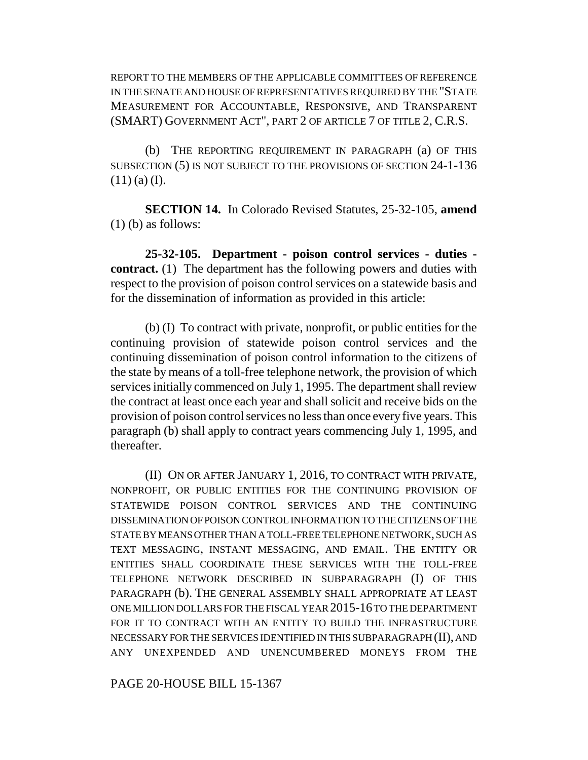REPORT TO THE MEMBERS OF THE APPLICABLE COMMITTEES OF REFERENCE IN THE SENATE AND HOUSE OF REPRESENTATIVES REQUIRED BY THE "STATE MEASUREMENT FOR ACCOUNTABLE, RESPONSIVE, AND TRANSPARENT (SMART) GOVERNMENT ACT", PART 2 OF ARTICLE 7 OF TITLE 2, C.R.S.

(b) THE REPORTING REQUIREMENT IN PARAGRAPH (a) OF THIS SUBSECTION (5) IS NOT SUBJECT TO THE PROVISIONS OF SECTION 24-1-136 (11) (a) (I).

**SECTION 14.** In Colorado Revised Statutes, 25-32-105, **amend** (1) (b) as follows:

**25-32-105. Department - poison control services - duties - contract.** (1) The department has the following powers and duties with respect to the provision of poison control services on a statewide basis and for the dissemination of information as provided in this article:

(b) (I) To contract with private, nonprofit, or public entities for the continuing provision of statewide poison control services and the continuing dissemination of poison control information to the citizens of the state by means of a toll-free telephone network, the provision of which services initially commenced on July 1, 1995. The department shall review the contract at least once each year and shall solicit and receive bids on the provision of poison control services no less than once every five years. This paragraph (b) shall apply to contract years commencing July 1, 1995, and thereafter.

(II) ON OR AFTER JANUARY 1, 2016, TO CONTRACT WITH PRIVATE, NONPROFIT, OR PUBLIC ENTITIES FOR THE CONTINUING PROVISION OF STATEWIDE POISON CONTROL SERVICES AND THE CONTINUING DISSEMINATION OF POISON CONTROL INFORMATION TO THE CITIZENS OF THE STATE BY MEANS OTHER THAN A TOLL-FREE TELEPHONE NETWORK, SUCH AS TEXT MESSAGING, INSTANT MESSAGING, AND EMAIL. THE ENTITY OR ENTITIES SHALL COORDINATE THESE SERVICES WITH THE TOLL-FREE TELEPHONE NETWORK DESCRIBED IN SUBPARAGRAPH (I) OF THIS PARAGRAPH (b). THE GENERAL ASSEMBLY SHALL APPROPRIATE AT LEAST ONE MILLION DOLLARS FOR THE FISCAL YEAR 2015-16 TO THE DEPARTMENT FOR IT TO CONTRACT WITH AN ENTITY TO BUILD THE INFRASTRUCTURE NECESSARY FOR THE SERVICES IDENTIFIED IN THIS SUBPARAGRAPH (II), AND ANY UNEXPENDED AND UNENCUMBERED MONEYS FROM THE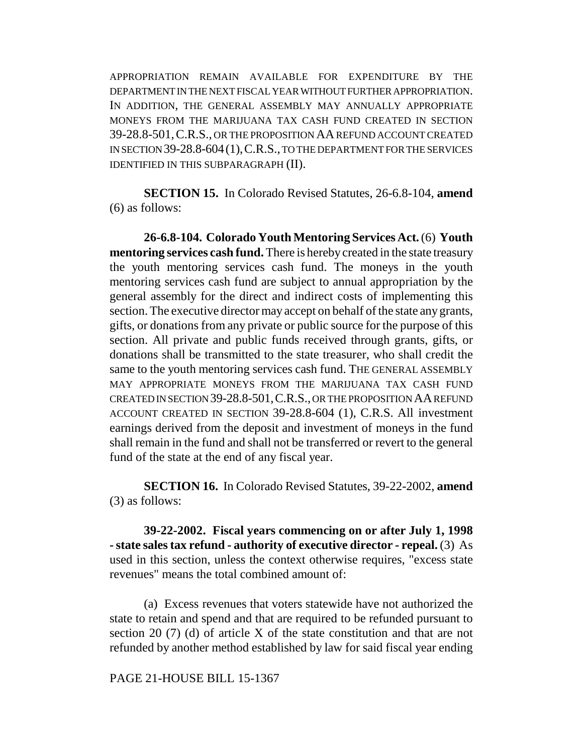APPROPRIATION REMAIN AVAILABLE FOR EXPENDITURE BY THE DEPARTMENT IN THE NEXT FISCAL YEAR WITHOUT FURTHER APPROPRIATION. IN ADDITION, THE GENERAL ASSEMBLY MAY ANNUALLY APPROPRIATE MONEYS FROM THE MARIJUANA TAX CASH FUND CREATED IN SECTION 39-28.8-501, C.R.S., OR THE PROPOSITION AA REFUND ACCOUNT CREATED IN SECTION 39-28.8-604 (1), C.R.S., TO THE DEPARTMENT FOR THE SERVICES IDENTIFIED IN THIS SUBPARAGRAPH (II).

**SECTION 15.** In Colorado Revised Statutes, 26-6.8-104, **amend** (6) as follows:

**26-6.8-104. Colorado Youth Mentoring Services Act.** (6) **Youth mentoring services cash fund.** There is hereby created in the state treasury the youth mentoring services cash fund. The moneys in the youth mentoring services cash fund are subject to annual appropriation by the general assembly for the direct and indirect costs of implementing this section. The executive director may accept on behalf of the state any grants, gifts, or donations from any private or public source for the purpose of this section. All private and public funds received through grants, gifts, or donations shall be transmitted to the state treasurer, who shall credit the same to the youth mentoring services cash fund. THE GENERAL ASSEMBLY MAY APPROPRIATE MONEYS FROM THE MARIJUANA TAX CASH FUND CREATED IN SECTION 39-28.8-501, C.R.S., OR THE PROPOSITION AA REFUND ACCOUNT CREATED IN SECTION 39-28.8-604 (1), C.R.S. All investment earnings derived from the deposit and investment of moneys in the fund shall remain in the fund and shall not be transferred or revert to the general fund of the state at the end of any fiscal year.

**SECTION 16.** In Colorado Revised Statutes, 39-22-2002, **amend** (3) as follows:

**39-22-2002. Fiscal years commencing on or after July 1, 1998 - state sales tax refund - authority of executive director - repeal.** (3) As used in this section, unless the context otherwise requires, "excess state revenues" means the total combined amount of:

(a) Excess revenues that voters statewide have not authorized the state to retain and spend and that are required to be refunded pursuant to section 20 (7) (d) of article X of the state constitution and that are not refunded by another method established by law for said fiscal year ending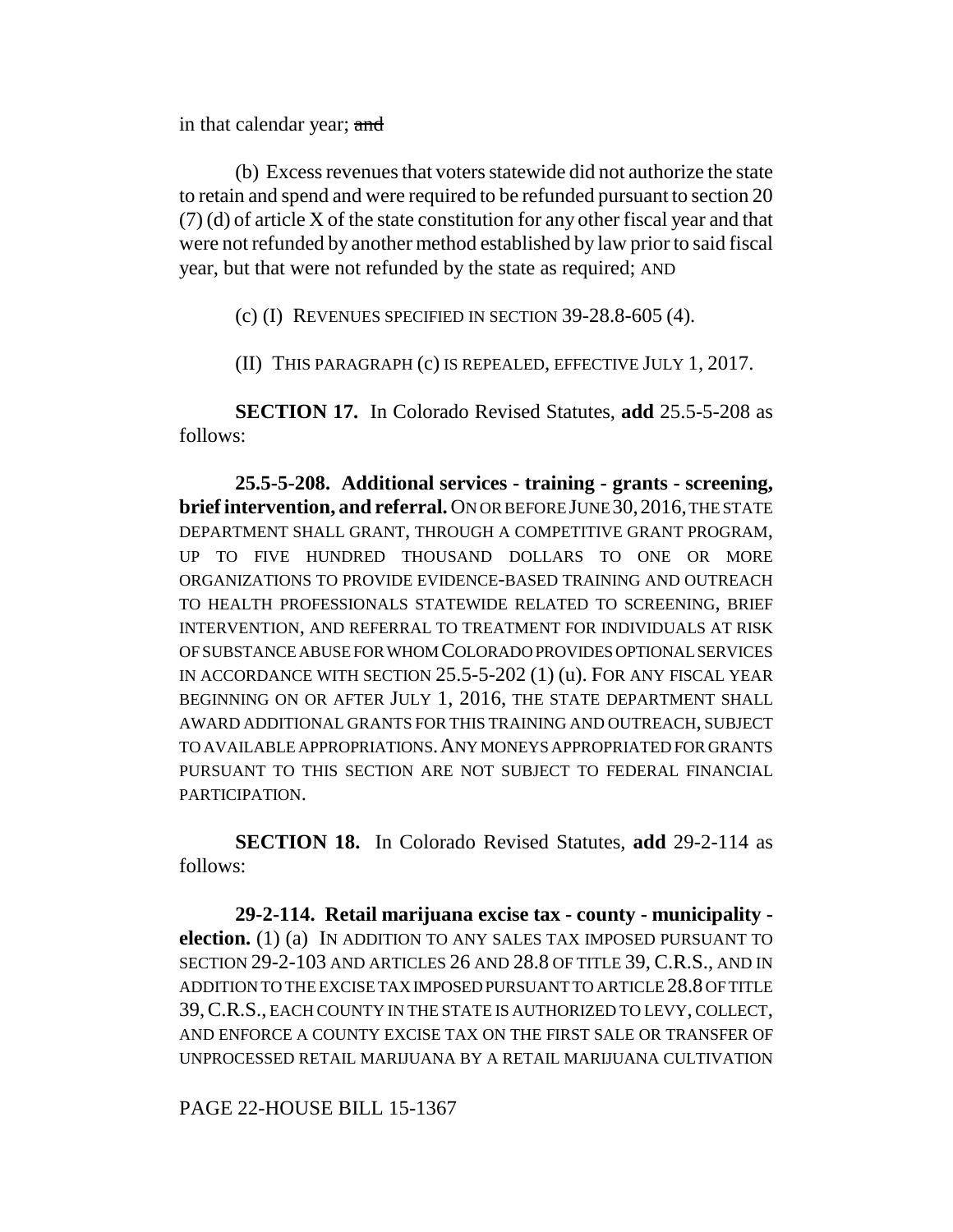in that calendar year; ~~and~~

(b) Excess revenues that voters statewide did not authorize the state to retain and spend and were required to be refunded pursuant to section 20 (7) (d) of article X of the state constitution for any other fiscal year and that were not refunded by another method established by law prior to said fiscal year, but that were not refunded by the state as required; AND

(c) (I) REVENUES SPECIFIED IN SECTION 39-28.8-605 (4).

(II) THIS PARAGRAPH (c) IS REPEALED, EFFECTIVE JULY 1, 2017.

**SECTION 17.** In Colorado Revised Statutes, **add** 25.5-5-208 as follows:

**25.5-5-208. Additional services - training - grants - screening, brief intervention, and referral.** ON OR BEFORE JUNE 30, 2016, THE STATE DEPARTMENT SHALL GRANT, THROUGH A COMPETITIVE GRANT PROGRAM, UP TO FIVE HUNDRED THOUSAND DOLLARS TO ONE OR MORE ORGANIZATIONS TO PROVIDE EVIDENCE-BASED TRAINING AND OUTREACH TO HEALTH PROFESSIONALS STATEWIDE RELATED TO SCREENING, BRIEF INTERVENTION, AND REFERRAL TO TREATMENT FOR INDIVIDUALS AT RISK OF SUBSTANCE ABUSE FOR WHOM COLORADO PROVIDES OPTIONAL SERVICES IN ACCORDANCE WITH SECTION 25.5-5-202 (1) (u). FOR ANY FISCAL YEAR BEGINNING ON OR AFTER JULY 1, 2016, THE STATE DEPARTMENT SHALL AWARD ADDITIONAL GRANTS FOR THIS TRAINING AND OUTREACH, SUBJECT TO AVAILABLE APPROPRIATIONS. ANY MONEYS APPROPRIATED FOR GRANTS PURSUANT TO THIS SECTION ARE NOT SUBJECT TO FEDERAL FINANCIAL PARTICIPATION.

**SECTION 18.** In Colorado Revised Statutes, **add** 29-2-114 as follows:

**29-2-114. Retail marijuana excise tax - county - municipality - election.** (1) (a) IN ADDITION TO ANY SALES TAX IMPOSED PURSUANT TO SECTION 29-2-103 AND ARTICLES 26 AND 28.8 OF TITLE 39, C.R.S., AND IN ADDITION TO THE EXCISE TAX IMPOSED PURSUANT TO ARTICLE 28.8 OF TITLE 39, C.R.S., EACH COUNTY IN THE STATE IS AUTHORIZED TO LEVY, COLLECT, AND ENFORCE A COUNTY EXCISE TAX ON THE FIRST SALE OR TRANSFER OF UNPROCESSED RETAIL MARIJUANA BY A RETAIL MARIJUANA CULTIVATION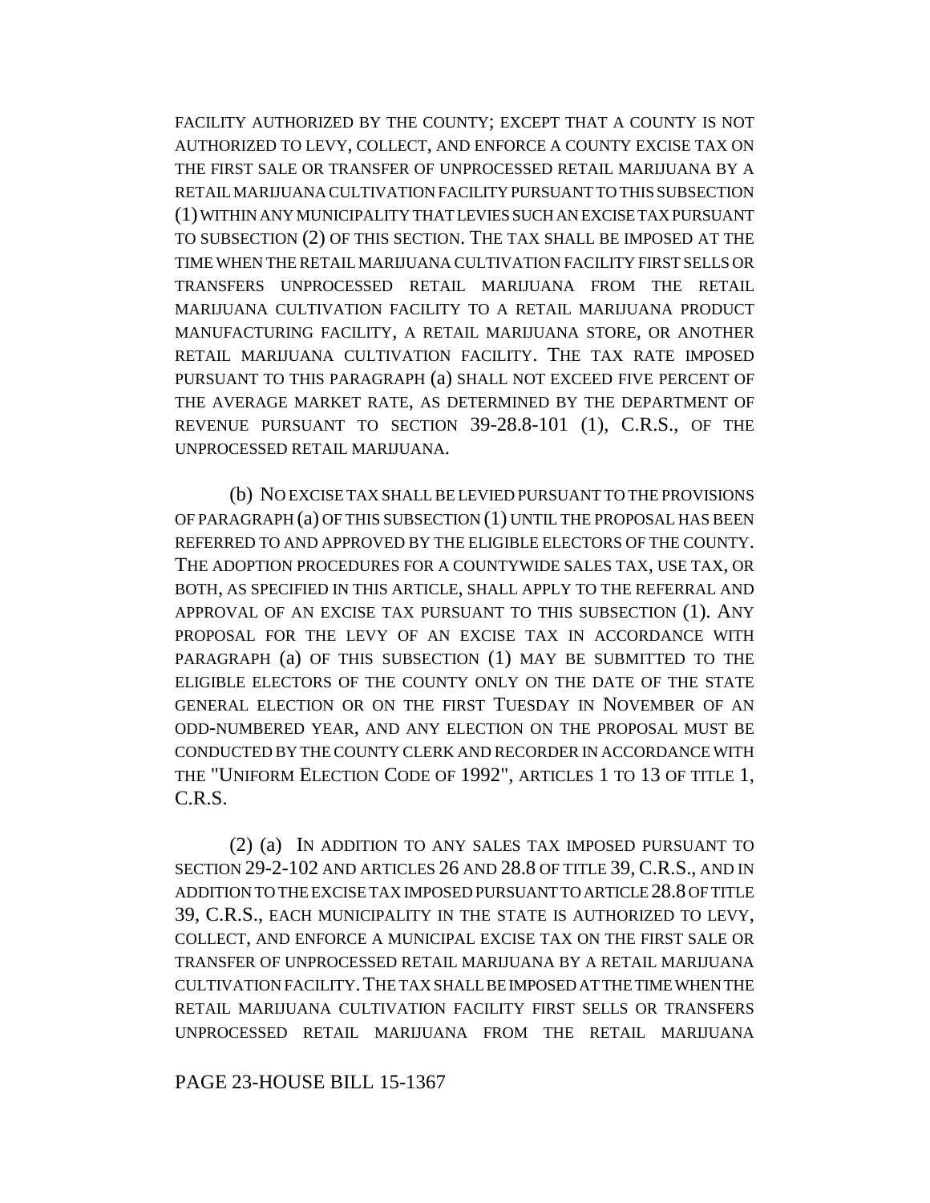FACILITY AUTHORIZED BY THE COUNTY; EXCEPT THAT A COUNTY IS NOT AUTHORIZED TO LEVY, COLLECT, AND ENFORCE A COUNTY EXCISE TAX ON THE FIRST SALE OR TRANSFER OF UNPROCESSED RETAIL MARIJUANA BY A RETAIL MARIJUANA CULTIVATION FACILITY PURSUANT TO THIS SUBSECTION (1) WITHIN ANY MUNICIPALITY THAT LEVIES SUCH AN EXCISE TAX PURSUANT TO SUBSECTION (2) OF THIS SECTION. THE TAX SHALL BE IMPOSED AT THE TIME WHEN THE RETAIL MARIJUANA CULTIVATION FACILITY FIRST SELLS OR TRANSFERS UNPROCESSED RETAIL MARIJUANA FROM THE RETAIL MARIJUANA CULTIVATION FACILITY TO A RETAIL MARIJUANA PRODUCT MANUFACTURING FACILITY, A RETAIL MARIJUANA STORE, OR ANOTHER RETAIL MARIJUANA CULTIVATION FACILITY. THE TAX RATE IMPOSED PURSUANT TO THIS PARAGRAPH (a) SHALL NOT EXCEED FIVE PERCENT OF THE AVERAGE MARKET RATE, AS DETERMINED BY THE DEPARTMENT OF REVENUE PURSUANT TO SECTION 39-28.8-101 (1), C.R.S., OF THE UNPROCESSED RETAIL MARIJUANA.

(b) NO EXCISE TAX SHALL BE LEVIED PURSUANT TO THE PROVISIONS OF PARAGRAPH (a) OF THIS SUBSECTION (1) UNTIL THE PROPOSAL HAS BEEN REFERRED TO AND APPROVED BY THE ELIGIBLE ELECTORS OF THE COUNTY. THE ADOPTION PROCEDURES FOR A COUNTYWIDE SALES TAX, USE TAX, OR BOTH, AS SPECIFIED IN THIS ARTICLE, SHALL APPLY TO THE REFERRAL AND APPROVAL OF AN EXCISE TAX PURSUANT TO THIS SUBSECTION (1). ANY PROPOSAL FOR THE LEVY OF AN EXCISE TAX IN ACCORDANCE WITH PARAGRAPH (a) OF THIS SUBSECTION (1) MAY BE SUBMITTED TO THE ELIGIBLE ELECTORS OF THE COUNTY ONLY ON THE DATE OF THE STATE GENERAL ELECTION OR ON THE FIRST TUESDAY IN NOVEMBER OF AN ODD-NUMBERED YEAR, AND ANY ELECTION ON THE PROPOSAL MUST BE CONDUCTED BY THE COUNTY CLERK AND RECORDER IN ACCORDANCE WITH THE "UNIFORM ELECTION CODE OF 1992", ARTICLES 1 TO 13 OF TITLE 1, C.R.S.

(2) (a) IN ADDITION TO ANY SALES TAX IMPOSED PURSUANT TO SECTION 29-2-102 AND ARTICLES 26 AND 28.8 OF TITLE 39, C.R.S., AND IN ADDITION TO THE EXCISE TAX IMPOSED PURSUANT TO ARTICLE 28.8 OF TITLE 39, C.R.S., EACH MUNICIPALITY IN THE STATE IS AUTHORIZED TO LEVY, COLLECT, AND ENFORCE A MUNICIPAL EXCISE TAX ON THE FIRST SALE OR TRANSFER OF UNPROCESSED RETAIL MARIJUANA BY A RETAIL MARIJUANA CULTIVATION FACILITY. THE TAX SHALL BE IMPOSED AT THE TIME WHEN THE RETAIL MARIJUANA CULTIVATION FACILITY FIRST SELLS OR TRANSFERS UNPROCESSED RETAIL MARIJUANA FROM THE RETAIL MARIJUANA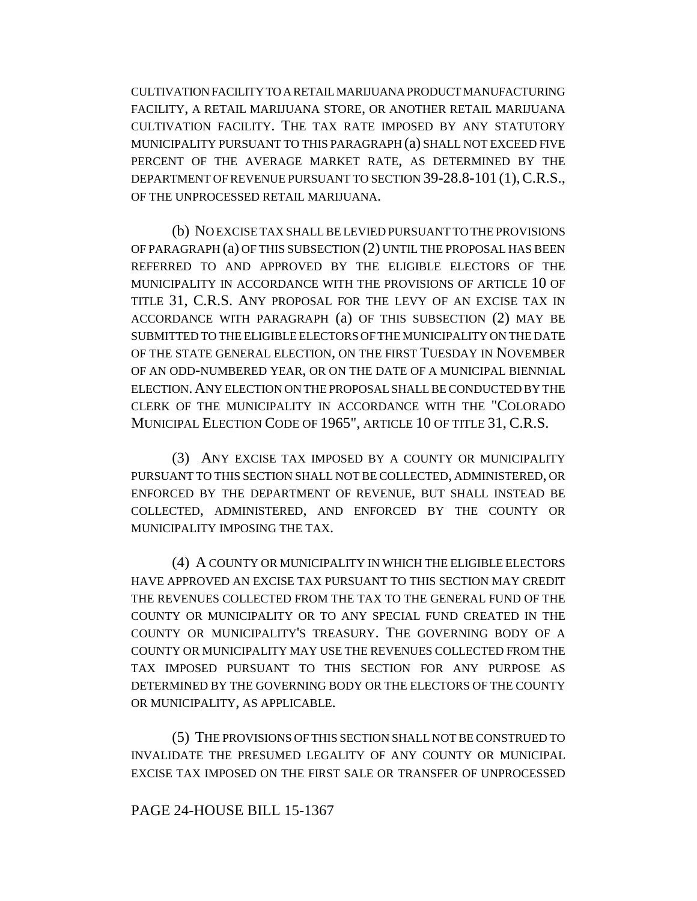CULTIVATION FACILITY TO A RETAIL MARIJUANA PRODUCT MANUFACTURING FACILITY, A RETAIL MARIJUANA STORE, OR ANOTHER RETAIL MARIJUANA CULTIVATION FACILITY. THE TAX RATE IMPOSED BY ANY STATUTORY MUNICIPALITY PURSUANT TO THIS PARAGRAPH (a) SHALL NOT EXCEED FIVE PERCENT OF THE AVERAGE MARKET RATE, AS DETERMINED BY THE DEPARTMENT OF REVENUE PURSUANT TO SECTION 39-28.8-101 (1), C.R.S., OF THE UNPROCESSED RETAIL MARIJUANA.

(b) NO EXCISE TAX SHALL BE LEVIED PURSUANT TO THE PROVISIONS OF PARAGRAPH (a) OF THIS SUBSECTION (2) UNTIL THE PROPOSAL HAS BEEN REFERRED TO AND APPROVED BY THE ELIGIBLE ELECTORS OF THE MUNICIPALITY IN ACCORDANCE WITH THE PROVISIONS OF ARTICLE 10 OF TITLE 31, C.R.S. ANY PROPOSAL FOR THE LEVY OF AN EXCISE TAX IN ACCORDANCE WITH PARAGRAPH (a) OF THIS SUBSECTION (2) MAY BE SUBMITTED TO THE ELIGIBLE ELECTORS OF THE MUNICIPALITY ON THE DATE OF THE STATE GENERAL ELECTION, ON THE FIRST TUESDAY IN NOVEMBER OF AN ODD-NUMBERED YEAR, OR ON THE DATE OF A MUNICIPAL BIENNIAL ELECTION. ANY ELECTION ON THE PROPOSAL SHALL BE CONDUCTED BY THE CLERK OF THE MUNICIPALITY IN ACCORDANCE WITH THE "COLORADO MUNICIPAL ELECTION CODE OF 1965", ARTICLE 10 OF TITLE 31, C.R.S.

(3) ANY EXCISE TAX IMPOSED BY A COUNTY OR MUNICIPALITY PURSUANT TO THIS SECTION SHALL NOT BE COLLECTED, ADMINISTERED, OR ENFORCED BY THE DEPARTMENT OF REVENUE, BUT SHALL INSTEAD BE COLLECTED, ADMINISTERED, AND ENFORCED BY THE COUNTY OR MUNICIPALITY IMPOSING THE TAX.

(4) A COUNTY OR MUNICIPALITY IN WHICH THE ELIGIBLE ELECTORS HAVE APPROVED AN EXCISE TAX PURSUANT TO THIS SECTION MAY CREDIT THE REVENUES COLLECTED FROM THE TAX TO THE GENERAL FUND OF THE COUNTY OR MUNICIPALITY OR TO ANY SPECIAL FUND CREATED IN THE COUNTY OR MUNICIPALITY'S TREASURY. THE GOVERNING BODY OF A COUNTY OR MUNICIPALITY MAY USE THE REVENUES COLLECTED FROM THE TAX IMPOSED PURSUANT TO THIS SECTION FOR ANY PURPOSE AS DETERMINED BY THE GOVERNING BODY OR THE ELECTORS OF THE COUNTY OR MUNICIPALITY, AS APPLICABLE.

(5) THE PROVISIONS OF THIS SECTION SHALL NOT BE CONSTRUED TO INVALIDATE THE PRESUMED LEGALITY OF ANY COUNTY OR MUNICIPAL EXCISE TAX IMPOSED ON THE FIRST SALE OR TRANSFER OF UNPROCESSED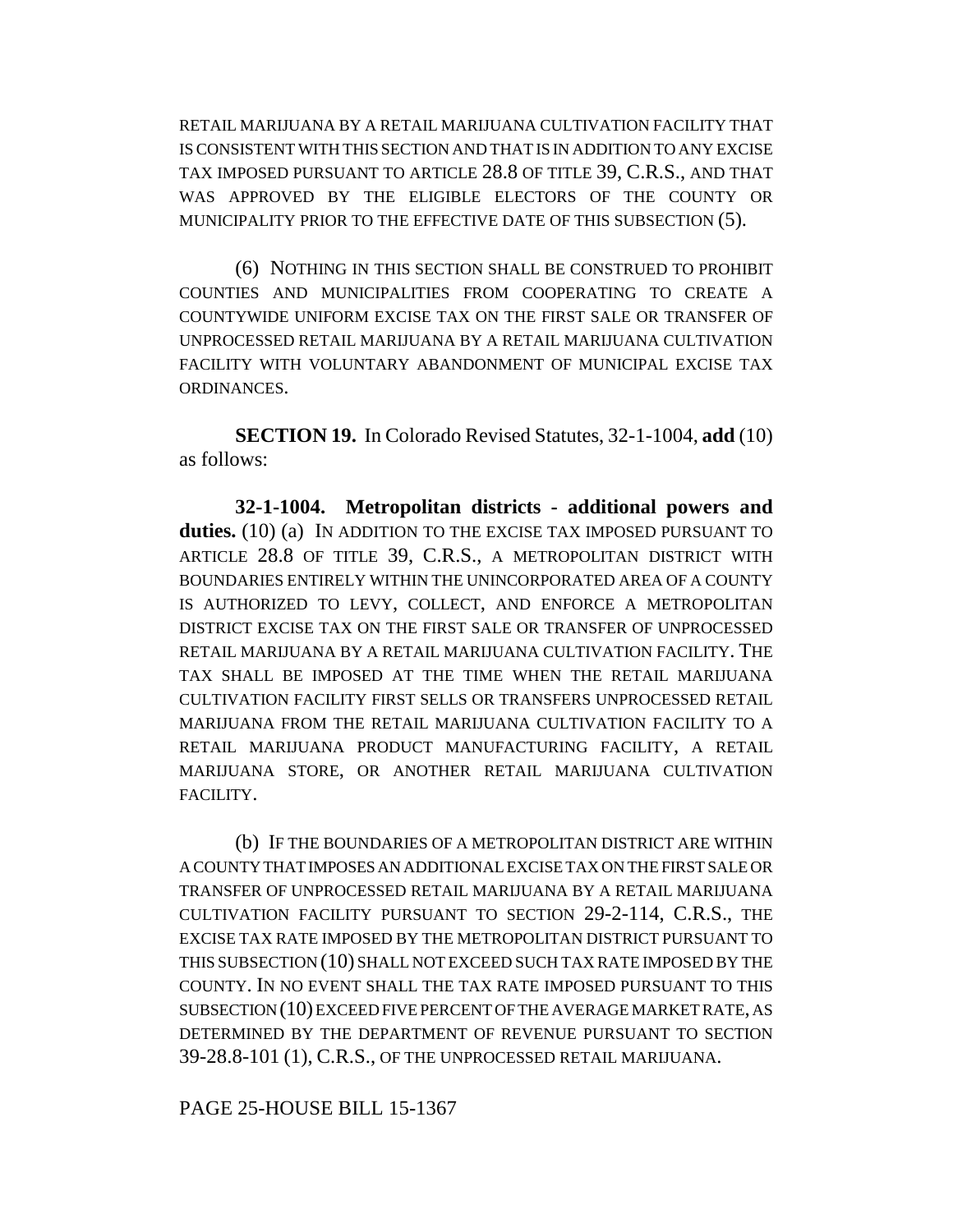RETAIL MARIJUANA BY A RETAIL MARIJUANA CULTIVATION FACILITY THAT IS CONSISTENT WITH THIS SECTION AND THAT IS IN ADDITION TO ANY EXCISE TAX IMPOSED PURSUANT TO ARTICLE 28.8 OF TITLE 39, C.R.S., AND THAT WAS APPROVED BY THE ELIGIBLE ELECTORS OF THE COUNTY OR MUNICIPALITY PRIOR TO THE EFFECTIVE DATE OF THIS SUBSECTION (5).

(6) NOTHING IN THIS SECTION SHALL BE CONSTRUED TO PROHIBIT COUNTIES AND MUNICIPALITIES FROM COOPERATING TO CREATE A COUNTYWIDE UNIFORM EXCISE TAX ON THE FIRST SALE OR TRANSFER OF UNPROCESSED RETAIL MARIJUANA BY A RETAIL MARIJUANA CULTIVATION FACILITY WITH VOLUNTARY ABANDONMENT OF MUNICIPAL EXCISE TAX ORDINANCES.

**SECTION 19.** In Colorado Revised Statutes, 32-1-1004, **add** (10) as follows:

**32-1-1004. Metropolitan districts - additional powers and duties.** (10) (a) IN ADDITION TO THE EXCISE TAX IMPOSED PURSUANT TO ARTICLE 28.8 OF TITLE 39, C.R.S., A METROPOLITAN DISTRICT WITH BOUNDARIES ENTIRELY WITHIN THE UNINCORPORATED AREA OF A COUNTY IS AUTHORIZED TO LEVY, COLLECT, AND ENFORCE A METROPOLITAN DISTRICT EXCISE TAX ON THE FIRST SALE OR TRANSFER OF UNPROCESSED RETAIL MARIJUANA BY A RETAIL MARIJUANA CULTIVATION FACILITY. THE TAX SHALL BE IMPOSED AT THE TIME WHEN THE RETAIL MARIJUANA CULTIVATION FACILITY FIRST SELLS OR TRANSFERS UNPROCESSED RETAIL MARIJUANA FROM THE RETAIL MARIJUANA CULTIVATION FACILITY TO A RETAIL MARIJUANA PRODUCT MANUFACTURING FACILITY, A RETAIL MARIJUANA STORE, OR ANOTHER RETAIL MARIJUANA CULTIVATION FACILITY.

(b) IF THE BOUNDARIES OF A METROPOLITAN DISTRICT ARE WITHIN A COUNTY THAT IMPOSES AN ADDITIONAL EXCISE TAX ON THE FIRST SALE OR TRANSFER OF UNPROCESSED RETAIL MARIJUANA BY A RETAIL MARIJUANA CULTIVATION FACILITY PURSUANT TO SECTION 29-2-114, C.R.S., THE EXCISE TAX RATE IMPOSED BY THE METROPOLITAN DISTRICT PURSUANT TO THIS SUBSECTION (10) SHALL NOT EXCEED SUCH TAX RATE IMPOSED BY THE COUNTY. IN NO EVENT SHALL THE TAX RATE IMPOSED PURSUANT TO THIS SUBSECTION (10) EXCEED FIVE PERCENT OF THE AVERAGE MARKET RATE, AS DETERMINED BY THE DEPARTMENT OF REVENUE PURSUANT TO SECTION 39-28.8-101 (1), C.R.S., OF THE UNPROCESSED RETAIL MARIJUANA.

PAGE 25-HOUSE BILL 15-1367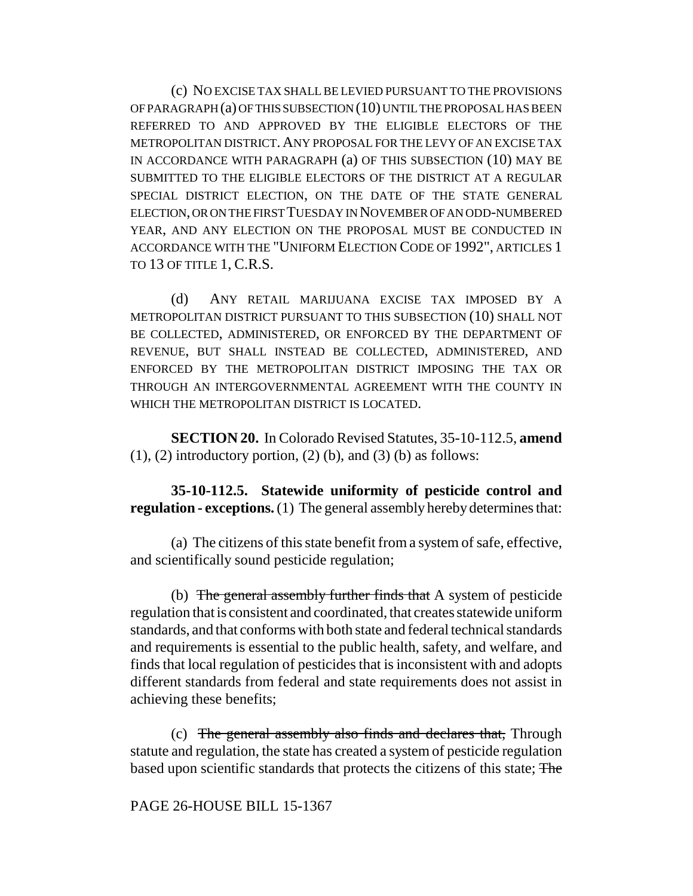(c) NO EXCISE TAX SHALL BE LEVIED PURSUANT TO THE PROVISIONS OF PARAGRAPH (a) OF THIS SUBSECTION (10) UNTIL THE PROPOSAL HAS BEEN REFERRED TO AND APPROVED BY THE ELIGIBLE ELECTORS OF THE METROPOLITAN DISTRICT. ANY PROPOSAL FOR THE LEVY OF AN EXCISE TAX IN ACCORDANCE WITH PARAGRAPH (a) OF THIS SUBSECTION (10) MAY BE SUBMITTED TO THE ELIGIBLE ELECTORS OF THE DISTRICT AT A REGULAR SPECIAL DISTRICT ELECTION, ON THE DATE OF THE STATE GENERAL ELECTION, OR ON THE FIRST TUESDAY IN NOVEMBER OF AN ODD-NUMBERED YEAR, AND ANY ELECTION ON THE PROPOSAL MUST BE CONDUCTED IN ACCORDANCE WITH THE "UNIFORM ELECTION CODE OF 1992", ARTICLES 1 TO 13 OF TITLE 1, C.R.S.

(d) ANY RETAIL MARIJUANA EXCISE TAX IMPOSED BY A METROPOLITAN DISTRICT PURSUANT TO THIS SUBSECTION (10) SHALL NOT BE COLLECTED, ADMINISTERED, OR ENFORCED BY THE DEPARTMENT OF REVENUE, BUT SHALL INSTEAD BE COLLECTED, ADMINISTERED, AND ENFORCED BY THE METROPOLITAN DISTRICT IMPOSING THE TAX OR THROUGH AN INTERGOVERNMENTAL AGREEMENT WITH THE COUNTY IN WHICH THE METROPOLITAN DISTRICT IS LOCATED.

**SECTION 20.** In Colorado Revised Statutes, 35-10-112.5, **amend** (1), (2) introductory portion, (2) (b), and (3) (b) as follows:

**35-10-112.5. Statewide uniformity of pesticide control and regulation - exceptions.** (1) The general assembly hereby determines that:

(a) The citizens of this state benefit from a system of safe, effective, and scientifically sound pesticide regulation;

(b) ~~The general assembly further finds that~~ A system of pesticide regulation that is consistent and coordinated, that creates statewide uniform standards, and that conforms with both state and federal technical standards and requirements is essential to the public health, safety, and welfare, and finds that local regulation of pesticides that is inconsistent with and adopts different standards from federal and state requirements does not assist in achieving these benefits;

(c) ~~The general assembly also finds and declares that,~~ Through statute and regulation, the state has created a system of pesticide regulation based upon scientific standards that protects the citizens of this state; ~~The~~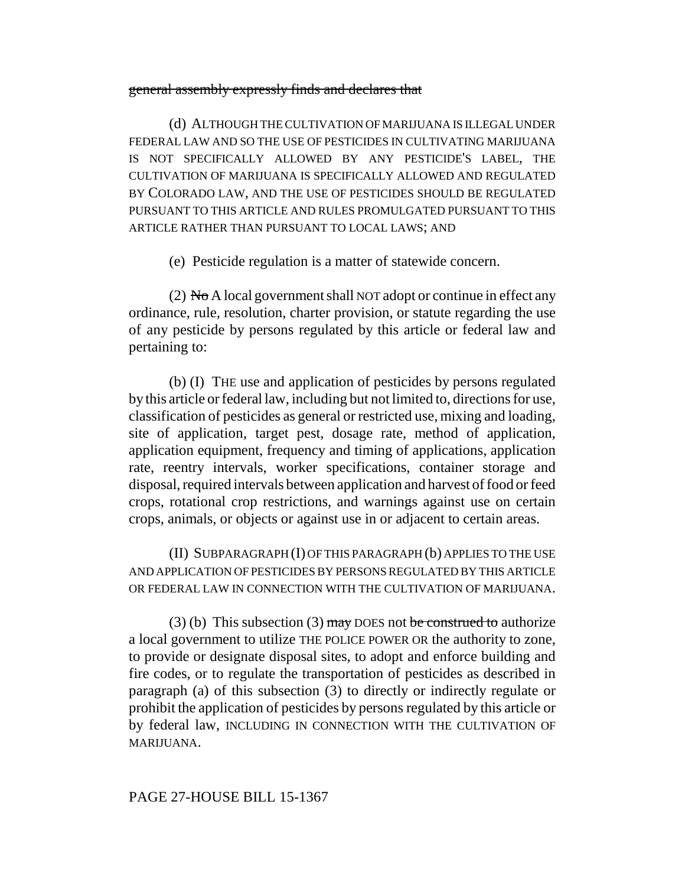~~general assembly expressly finds and declares that~~

(d) ALTHOUGH THE CULTIVATION OF MARIJUANA IS ILLEGAL UNDER FEDERAL LAW AND SO THE USE OF PESTICIDES IN CULTIVATING MARIJUANA IS NOT SPECIFICALLY ALLOWED BY ANY PESTICIDE'S LABEL, THE CULTIVATION OF MARIJUANA IS SPECIFICALLY ALLOWED AND REGULATED BY COLORADO LAW, AND THE USE OF PESTICIDES SHOULD BE REGULATED PURSUANT TO THIS ARTICLE AND RULES PROMULGATED PURSUANT TO THIS ARTICLE RATHER THAN PURSUANT TO LOCAL LAWS; AND

(e) Pesticide regulation is a matter of statewide concern.

(2) ~~No~~ A local government shall NOT adopt or continue in effect any ordinance, rule, resolution, charter provision, or statute regarding the use of any pesticide by persons regulated by this article or federal law and pertaining to:

(b) (I) THE use and application of pesticides by persons regulated by this article or federal law, including but not limited to, directions for use, classification of pesticides as general or restricted use, mixing and loading, site of application, target pest, dosage rate, method of application, application equipment, frequency and timing of applications, application rate, reentry intervals, worker specifications, container storage and disposal, required intervals between application and harvest of food or feed crops, rotational crop restrictions, and warnings against use on certain crops, animals, or objects or against use in or adjacent to certain areas.

(II) SUBPARAGRAPH (I) OF THIS PARAGRAPH (b) APPLIES TO THE USE AND APPLICATION OF PESTICIDES BY PERSONS REGULATED BY THIS ARTICLE OR FEDERAL LAW IN CONNECTION WITH THE CULTIVATION OF MARIJUANA.

(3) (b) This subsection (3) ~~may~~ DOES not ~~be construed to~~ authorize a local government to utilize THE POLICE POWER OR the authority to zone, to provide or designate disposal sites, to adopt and enforce building and fire codes, or to regulate the transportation of pesticides as described in paragraph (a) of this subsection (3) to directly or indirectly regulate or prohibit the application of pesticides by persons regulated by this article or by federal law, INCLUDING IN CONNECTION WITH THE CULTIVATION OF MARIJUANA.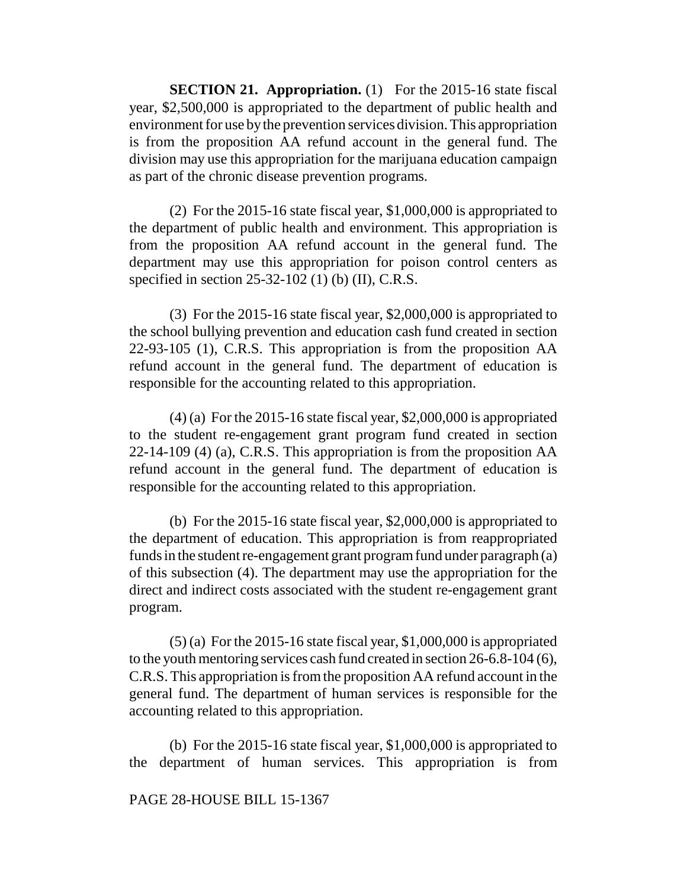**SECTION 21. Appropriation.** (1) For the 2015-16 state fiscal year, $2,500,000 is appropriated to the department of public health and environment for use by the prevention services division. This appropriation is from the proposition AA refund account in the general fund. The division may use this appropriation for the marijuana education campaign as part of the chronic disease prevention programs.

(2) For the 2015-16 state fiscal year, $1,000,000 is appropriated to the department of public health and environment. This appropriation is from the proposition AA refund account in the general fund. The department may use this appropriation for poison control centers as specified in section 25-32-102 (1) (b) (II), C.R.S.

(3) For the 2015-16 state fiscal year, $2,000,000 is appropriated to the school bullying prevention and education cash fund created in section 22-93-105 (1), C.R.S. This appropriation is from the proposition AA refund account in the general fund. The department of education is responsible for the accounting related to this appropriation.

(4) (a) For the 2015-16 state fiscal year, $2,000,000 is appropriated to the student re-engagement grant program fund created in section 22-14-109 (4) (a), C.R.S. This appropriation is from the proposition AA refund account in the general fund. The department of education is responsible for the accounting related to this appropriation.

(b) For the 2015-16 state fiscal year, $2,000,000 is appropriated to the department of education. This appropriation is from reappropriated funds in the student re-engagement grant program fund under paragraph (a) of this subsection (4). The department may use the appropriation for the direct and indirect costs associated with the student re-engagement grant program.

(5) (a) For the 2015-16 state fiscal year, $1,000,000 is appropriated to the youth mentoring services cash fund created in section 26-6.8-104 (6), C.R.S. This appropriation is from the proposition AA refund account in the general fund. The department of human services is responsible for the accounting related to this appropriation.

(b) For the 2015-16 state fiscal year, $1,000,000 is appropriated to the department of human services. This appropriation is from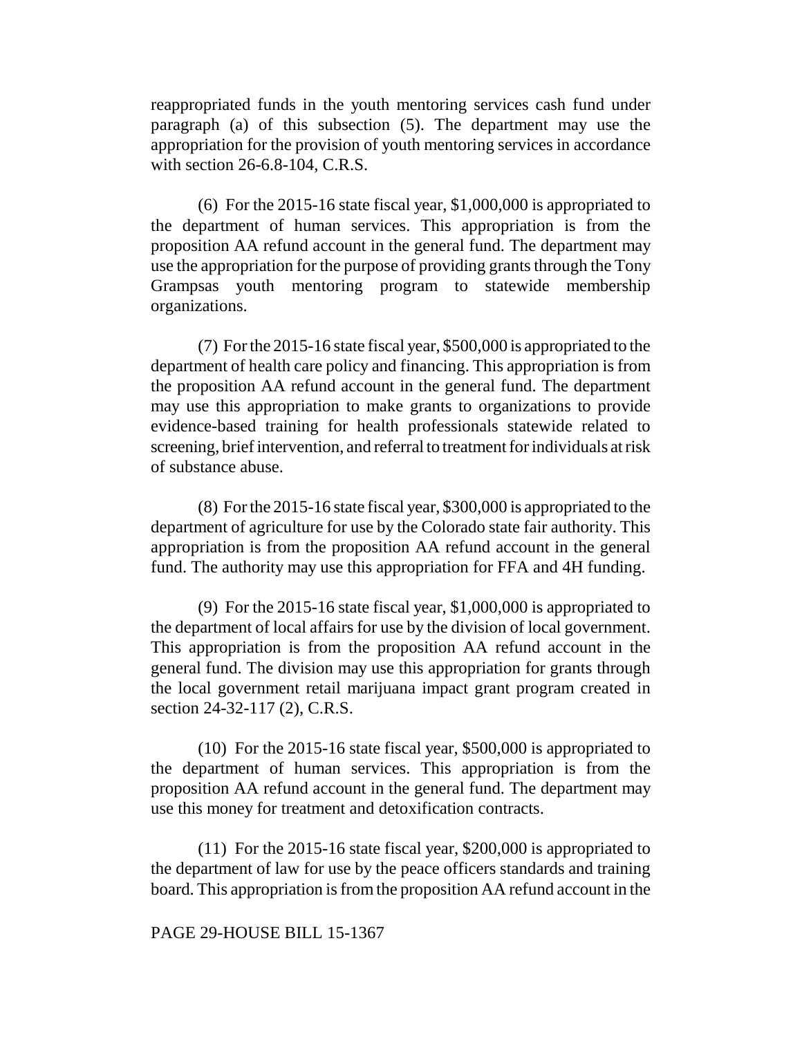reappropriated funds in the youth mentoring services cash fund under paragraph (a) of this subsection (5). The department may use the appropriation for the provision of youth mentoring services in accordance with section 26-6.8-104, C.R.S.

(6) For the 2015-16 state fiscal year, $1,000,000 is appropriated to the department of human services. This appropriation is from the proposition AA refund account in the general fund. The department may use the appropriation for the purpose of providing grants through the Tony Grampsas youth mentoring program to statewide membership organizations.

(7) For the 2015-16 state fiscal year, $500,000 is appropriated to the department of health care policy and financing. This appropriation is from the proposition AA refund account in the general fund. The department may use this appropriation to make grants to organizations to provide evidence-based training for health professionals statewide related to screening, brief intervention, and referral to treatment for individuals at risk of substance abuse.

(8) For the 2015-16 state fiscal year, $300,000 is appropriated to the department of agriculture for use by the Colorado state fair authority. This appropriation is from the proposition AA refund account in the general fund. The authority may use this appropriation for FFA and 4H funding.

(9) For the 2015-16 state fiscal year, $1,000,000 is appropriated to the department of local affairs for use by the division of local government. This appropriation is from the proposition AA refund account in the general fund. The division may use this appropriation for grants through the local government retail marijuana impact grant program created in section 24-32-117 (2), C.R.S.

(10) For the 2015-16 state fiscal year, $500,000 is appropriated to the department of human services. This appropriation is from the proposition AA refund account in the general fund. The department may use this money for treatment and detoxification contracts.

(11) For the 2015-16 state fiscal year, $200,000 is appropriated to the department of law for use by the peace officers standards and training board. This appropriation is from the proposition AA refund account in the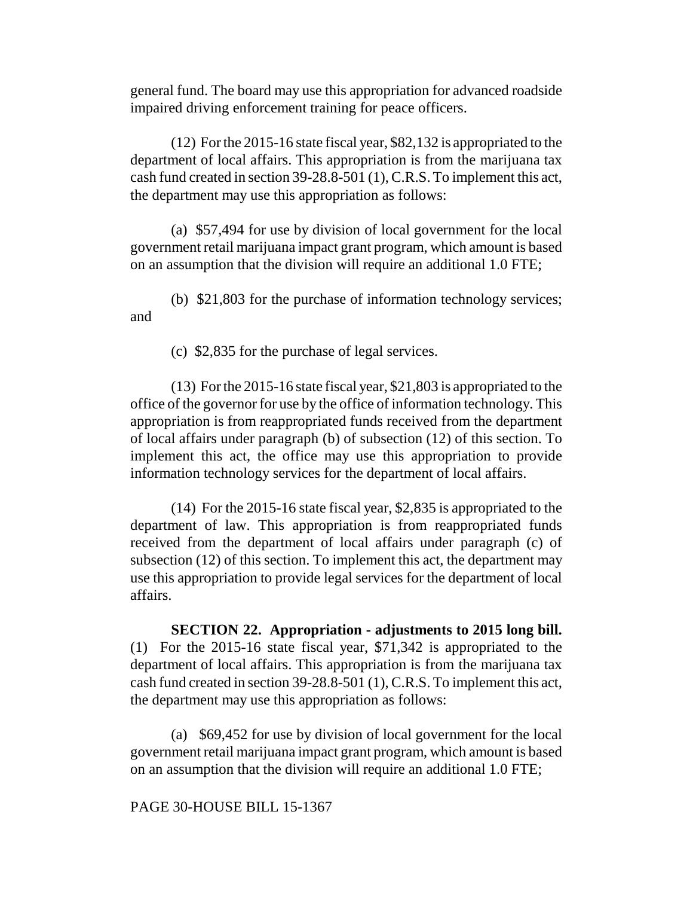general fund. The board may use this appropriation for advanced roadside impaired driving enforcement training for peace officers.

(12) For the 2015-16 state fiscal year, $82,132 is appropriated to the department of local affairs. This appropriation is from the marijuana tax cash fund created in section 39-28.8-501 (1), C.R.S. To implement this act, the department may use this appropriation as follows:

(a) $57,494 for use by division of local government for the local government retail marijuana impact grant program, which amount is based on an assumption that the division will require an additional 1.0 FTE;

(b) $21,803 for the purchase of information technology services; and

(c) $2,835 for the purchase of legal services.

(13) For the 2015-16 state fiscal year, $21,803 is appropriated to the office of the governor for use by the office of information technology. This appropriation is from reappropriated funds received from the department of local affairs under paragraph (b) of subsection (12) of this section. To implement this act, the office may use this appropriation to provide information technology services for the department of local affairs.

(14) For the 2015-16 state fiscal year, $2,835 is appropriated to the department of law. This appropriation is from reappropriated funds received from the department of local affairs under paragraph (c) of subsection (12) of this section. To implement this act, the department may use this appropriation to provide legal services for the department of local affairs.

**SECTION 22. Appropriation - adjustments to 2015 long bill.** (1) For the 2015-16 state fiscal year, $71,342 is appropriated to the department of local affairs. This appropriation is from the marijuana tax cash fund created in section 39-28.8-501 (1), C.R.S. To implement this act, the department may use this appropriation as follows:

(a) $69,452 for use by division of local government for the local government retail marijuana impact grant program, which amount is based on an assumption that the division will require an additional 1.0 FTE;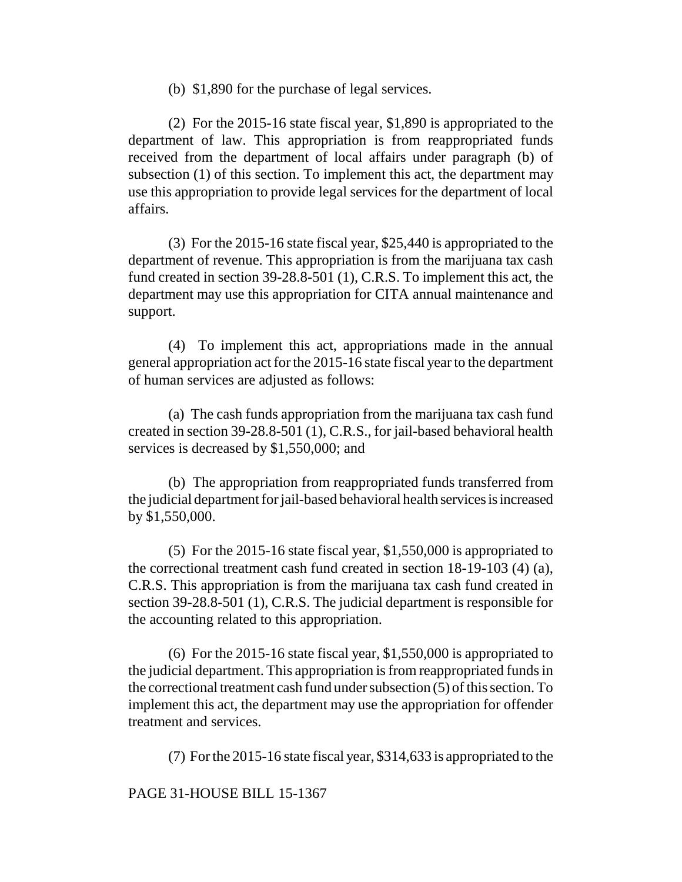(b) $1,890 for the purchase of legal services.

(2) For the 2015-16 state fiscal year, $1,890 is appropriated to the department of law. This appropriation is from reappropriated funds received from the department of local affairs under paragraph (b) of subsection (1) of this section. To implement this act, the department may use this appropriation to provide legal services for the department of local affairs.

(3) For the 2015-16 state fiscal year, $25,440 is appropriated to the department of revenue. This appropriation is from the marijuana tax cash fund created in section 39-28.8-501 (1), C.R.S. To implement this act, the department may use this appropriation for CITA annual maintenance and support.

(4) To implement this act, appropriations made in the annual general appropriation act for the 2015-16 state fiscal year to the department of human services are adjusted as follows:

(a) The cash funds appropriation from the marijuana tax cash fund created in section 39-28.8-501 (1), C.R.S., for jail-based behavioral health services is decreased by $1,550,000; and

(b) The appropriation from reappropriated funds transferred from the judicial department for jail-based behavioral health services is increased by $1,550,000.

(5) For the 2015-16 state fiscal year, $1,550,000 is appropriated to the correctional treatment cash fund created in section 18-19-103 (4) (a), C.R.S. This appropriation is from the marijuana tax cash fund created in section 39-28.8-501 (1), C.R.S. The judicial department is responsible for the accounting related to this appropriation.

(6) For the 2015-16 state fiscal year, $1,550,000 is appropriated to the judicial department. This appropriation is from reappropriated funds in the correctional treatment cash fund under subsection (5) of this section. To implement this act, the department may use the appropriation for offender treatment and services.

(7) For the 2015-16 state fiscal year, $314,633 is appropriated to the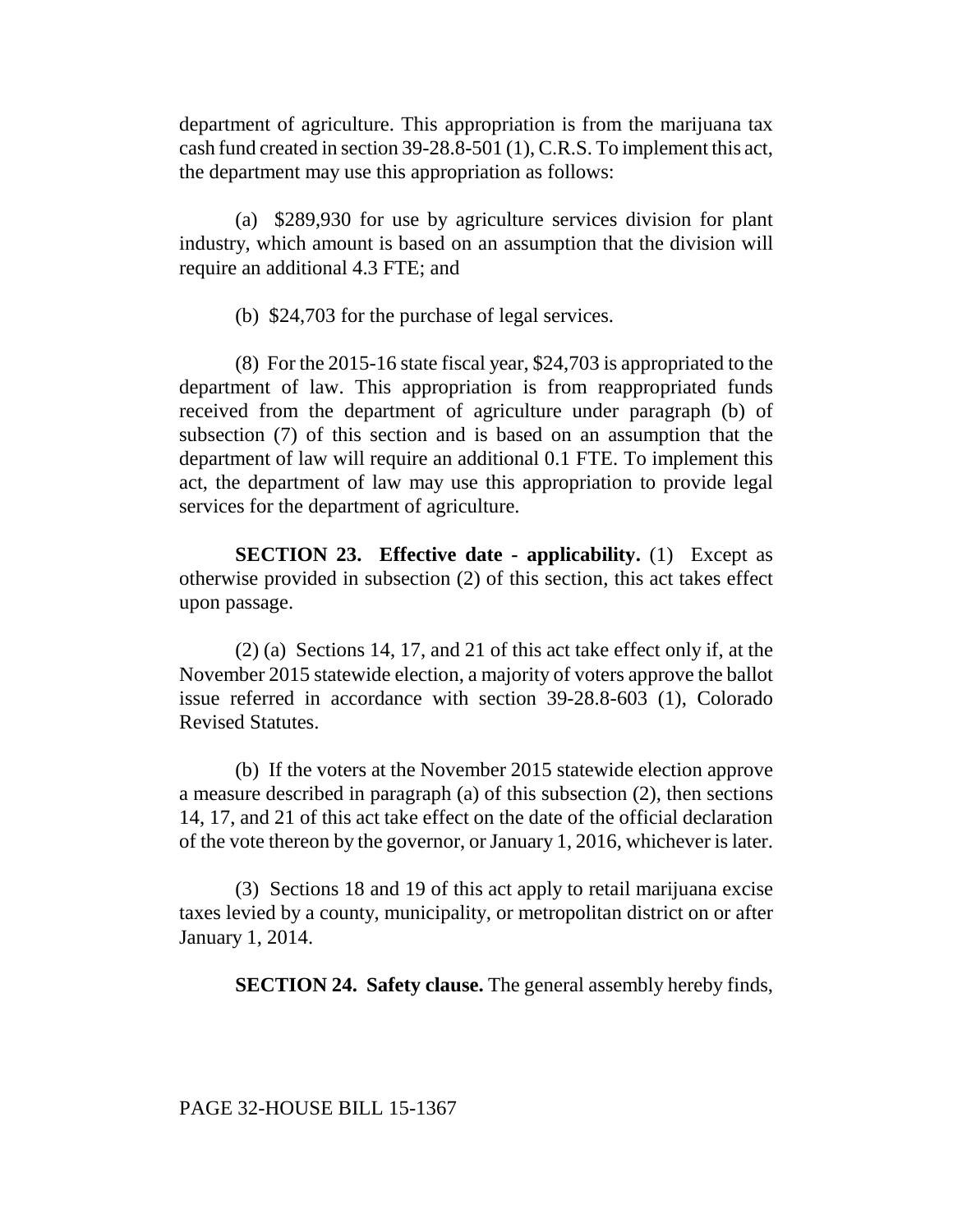department of agriculture. This appropriation is from the marijuana tax cash fund created in section 39-28.8-501 (1), C.R.S. To implement this act, the department may use this appropriation as follows:

(a) $289,930 for use by agriculture services division for plant industry, which amount is based on an assumption that the division will require an additional 4.3 FTE; and

(b) $24,703 for the purchase of legal services.

(8) For the 2015-16 state fiscal year, $24,703 is appropriated to the department of law. This appropriation is from reappropriated funds received from the department of agriculture under paragraph (b) of subsection (7) of this section and is based on an assumption that the department of law will require an additional 0.1 FTE. To implement this act, the department of law may use this appropriation to provide legal services for the department of agriculture.

**SECTION 23. Effective date - applicability.** (1) Except as otherwise provided in subsection (2) of this section, this act takes effect upon passage.

(2) (a) Sections 14, 17, and 21 of this act take effect only if, at the November 2015 statewide election, a majority of voters approve the ballot issue referred in accordance with section 39-28.8-603 (1), Colorado Revised Statutes.

(b) If the voters at the November 2015 statewide election approve a measure described in paragraph (a) of this subsection (2), then sections 14, 17, and 21 of this act take effect on the date of the official declaration of the vote thereon by the governor, or January 1, 2016, whichever is later.

(3) Sections 18 and 19 of this act apply to retail marijuana excise taxes levied by a county, municipality, or metropolitan district on or after January 1, 2014.

**SECTION 24. Safety clause.** The general assembly hereby finds,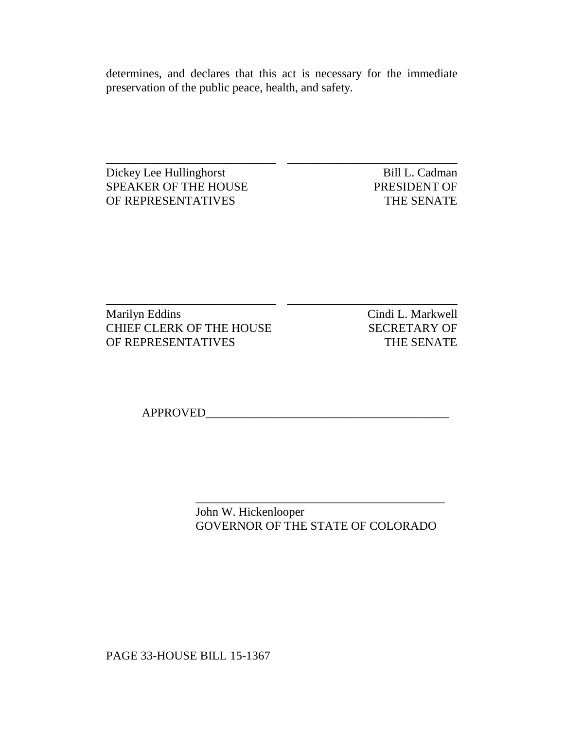determines, and declares that this act is necessary for the immediate preservation of the public peace, health, and safety.

| | |
|---|---|
| ____________________________ | ____________________________ |
| Dickey Lee Hullinghorst | Bill L. Cadman |
| SPEAKER OF THE HOUSE | PRESIDENT OF |
| OF REPRESENTATIVES | THE SENATE |

| | |
|---|---|
| ____________________________ | ____________________________ |
| Marilyn Eddins | Cindi L. Markwell |
| CHIEF CLERK OF THE HOUSE | SECRETARY OF |
| OF REPRESENTATIVES | THE SENATE |

APPROVED________________________________________

_________________________________________

John W. Hickenlooper

GOVERNOR OF THE STATE OF COLORADO

PAGE 33-HOUSE BILL 15-1367